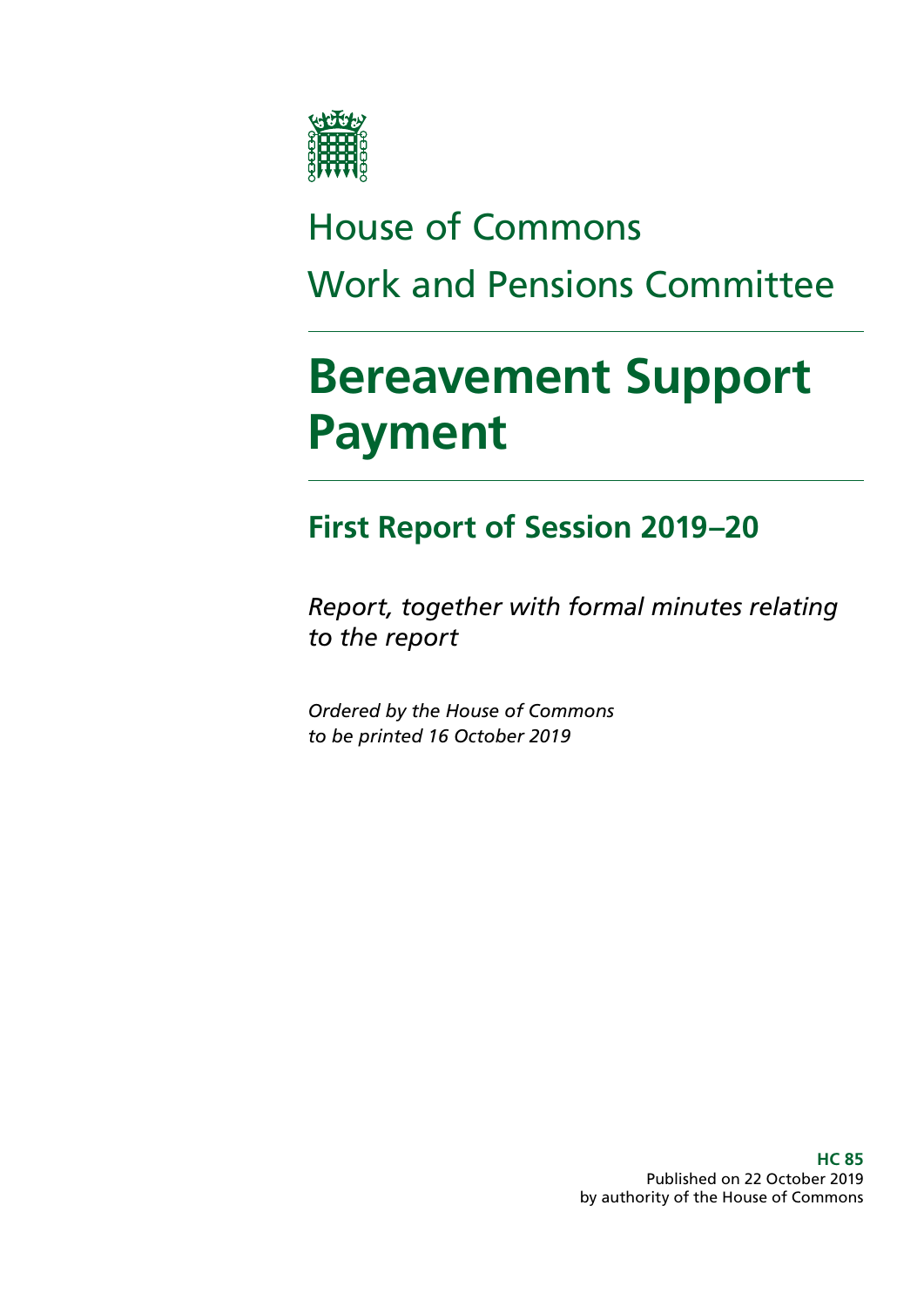House of Commons

Work and Pensions Committee

# Bereavement Support Payment

## First Report of Session 2019–20

*Report, together with formal minutes relating to the report*

*Ordered by the House of Commons to be printed 16 October 2019*

**HC 85**
Published on 22 October 2019
by authority of the House of Commons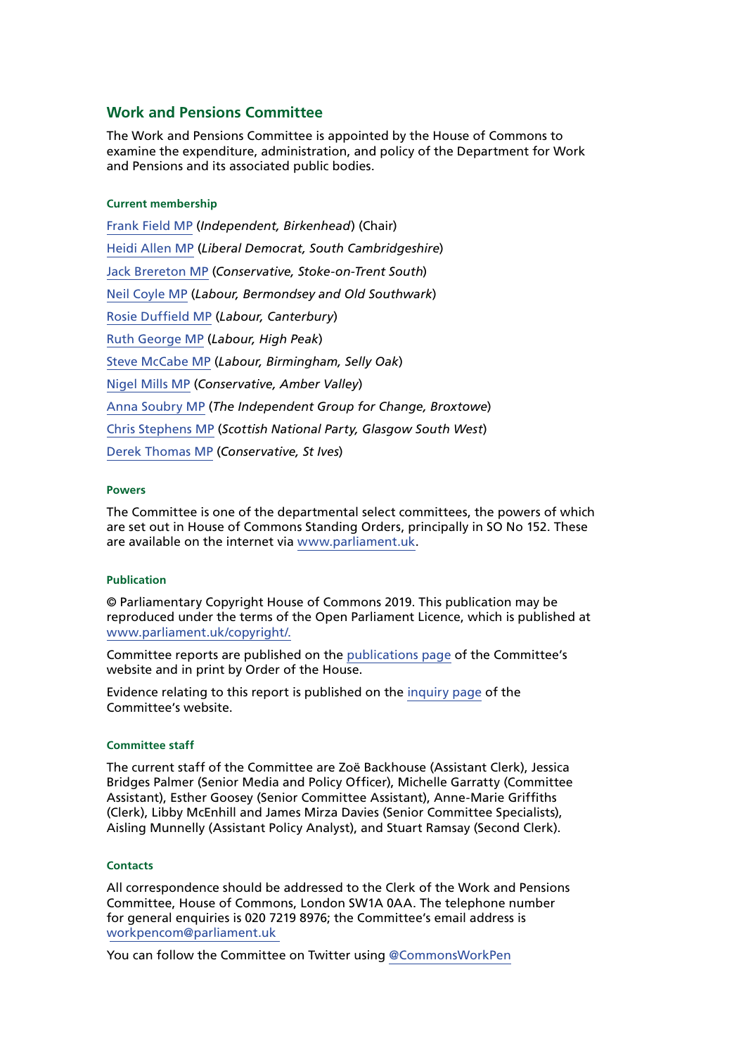## Work and Pensions Committee

The Work and Pensions Committee is appointed by the House of Commons to examine the expenditure, administration, and policy of the Department for Work and Pensions and its associated public bodies.

#### Current membership

Frank Field MP (*Independent, Birkenhead*) (Chair)

Heidi Allen MP (*Liberal Democrat, South Cambridgeshire*)

Jack Brereton MP (*Conservative, Stoke-on-Trent South*)

Neil Coyle MP (*Labour, Bermondsey and Old Southwark*)

Rosie Duffield MP (*Labour, Canterbury*)

Ruth George MP (*Labour, High Peak*)

Steve McCabe MP (*Labour, Birmingham, Selly Oak*)

Nigel Mills MP (*Conservative, Amber Valley*)

Anna Soubry MP (*The Independent Group for Change, Broxtowe*)

Chris Stephens MP (*Scottish National Party, Glasgow South West*)

Derek Thomas MP (*Conservative, St Ives*)

#### Powers

The Committee is one of the departmental select committees, the powers of which are set out in House of Commons Standing Orders, principally in SO No 152. These are available on the internet via www.parliament.uk.

#### Publication

© Parliamentary Copyright House of Commons 2019. This publication may be reproduced under the terms of the Open Parliament Licence, which is published at www.parliament.uk/copyright/.

Committee reports are published on the publications page of the Committee's website and in print by Order of the House.

Evidence relating to this report is published on the inquiry page of the Committee's website.

#### Committee staff

The current staff of the Committee are Zoë Backhouse (Assistant Clerk), Jessica Bridges Palmer (Senior Media and Policy Officer), Michelle Garratty (Committee Assistant), Esther Goosey (Senior Committee Assistant), Anne-Marie Griffiths (Clerk), Libby McEnhill and James Mirza Davies (Senior Committee Specialists), Aisling Munnelly (Assistant Policy Analyst), and Stuart Ramsay (Second Clerk).

#### Contacts

All correspondence should be addressed to the Clerk of the Work and Pensions Committee, House of Commons, London SW1A 0AA. The telephone number for general enquiries is 020 7219 8976; the Committee's email address is workpencom@parliament.uk

You can follow the Committee on Twitter using @CommonsWorkPen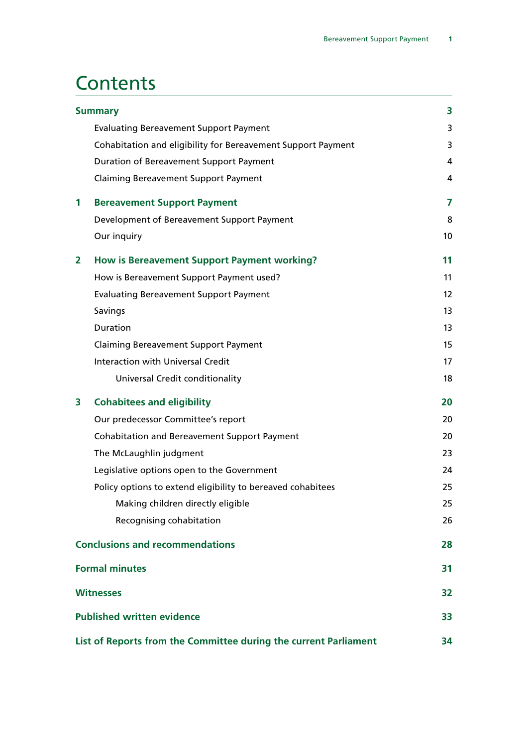# Contents

| | | |
|---|---|---|
| **Summary** | | **3** |
| | Evaluating Bereavement Support Payment | 3 |
| | Cohabitation and eligibility for Bereavement Support Payment | 3 |
| | Duration of Bereavement Support Payment | 4 |
| | Claiming Bereavement Support Payment | 4 |
| **1** | **Bereavement Support Payment** | **7** |
| | Development of Bereavement Support Payment | 8 |
| | Our inquiry | 10 |
| **2** | **How is Bereavement Support Payment working?** | **11** |
| | How is Bereavement Support Payment used? | 11 |
| | Evaluating Bereavement Support Payment | 12 |
| | Savings | 13 |
| | Duration | 13 |
| | Claiming Bereavement Support Payment | 15 |
| | Interaction with Universal Credit | 17 |
| | Universal Credit conditionality | 18 |
| **3** | **Cohabitees and eligibility** | **20** |
| | Our predecessor Committee's report | 20 |
| | Cohabitation and Bereavement Support Payment | 20 |
| | The McLaughlin judgment | 23 |
| | Legislative options open to the Government | 24 |
| | Policy options to extend eligibility to bereaved cohabitees | 25 |
| | Making children directly eligible | 25 |
| | Recognising cohabitation | 26 |
| **Conclusions and recommendations** | | **28** |
| **Formal minutes** | | **31** |
| **Witnesses** | | **32** |
| **Published written evidence** | | **33** |
| **List of Reports from the Committee during the current Parliament** | | **34** |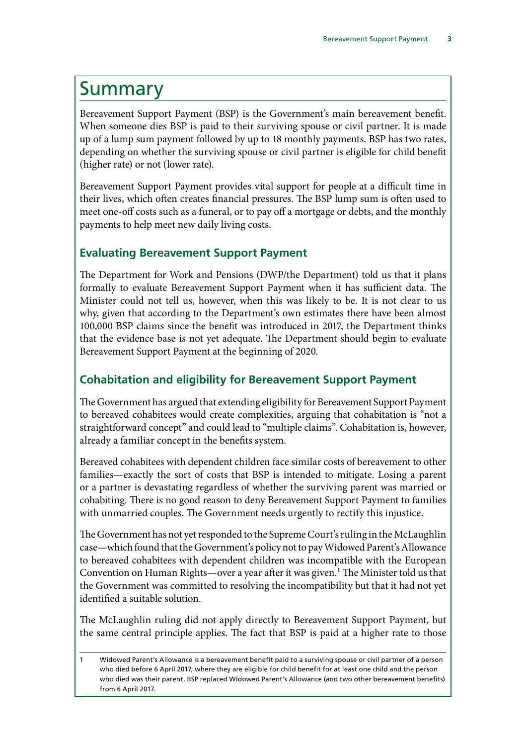# Summary

Bereavement Support Payment (BSP) is the Government's main bereavement benefit. When someone dies BSP is paid to their surviving spouse or civil partner. It is made up of a lump sum payment followed by up to 18 monthly payments. BSP has two rates, depending on whether the surviving spouse or civil partner is eligible for child benefit (higher rate) or not (lower rate).

Bereavement Support Payment provides vital support for people at a difficult time in their lives, which often creates financial pressures. The BSP lump sum is often used to meet one-off costs such as a funeral, or to pay off a mortgage or debts, and the monthly payments to help meet new daily living costs.

## Evaluating Bereavement Support Payment

The Department for Work and Pensions (DWP/the Department) told us that it plans formally to evaluate Bereavement Support Payment when it has sufficient data. The Minister could not tell us, however, when this was likely to be. It is not clear to us why, given that according to the Department's own estimates there have been almost 100,000 BSP claims since the benefit was introduced in 2017, the Department thinks that the evidence base is not yet adequate. The Department should begin to evaluate Bereavement Support Payment at the beginning of 2020.

## Cohabitation and eligibility for Bereavement Support Payment

The Government has argued that extending eligibility for Bereavement Support Payment to bereaved cohabitees would create complexities, arguing that cohabitation is "not a straightforward concept" and could lead to "multiple claims". Cohabitation is, however, already a familiar concept in the benefits system.

Bereaved cohabitees with dependent children face similar costs of bereavement to other families—exactly the sort of costs that BSP is intended to mitigate. Losing a parent or a partner is devastating regardless of whether the surviving parent was married or cohabiting. There is no good reason to deny Bereavement Support Payment to families with unmarried couples. The Government needs urgently to rectify this injustice.

The Government has not yet responded to the Supreme Court's ruling in the McLaughlin case—which found that the Government's policy not to pay Widowed Parent's Allowance to bereaved cohabitees with dependent children was incompatible with the European Convention on Human Rights—over a year after it was given.[1] The Minister told us that the Government was committed to resolving the incompatibility but that it had not yet identified a suitable solution.

The McLaughlin ruling did not apply directly to Bereavement Support Payment, but the same central principle applies. The fact that BSP is paid at a higher rate to those

1 Widowed Parent's Allowance is a bereavement benefit paid to a surviving spouse or civil partner of a person who died before 6 April 2017, where they are eligible for child benefit for at least one child and the person who died was their parent. BSP replaced Widowed Parent's Allowance (and two other bereavement benefits) from 6 April 2017.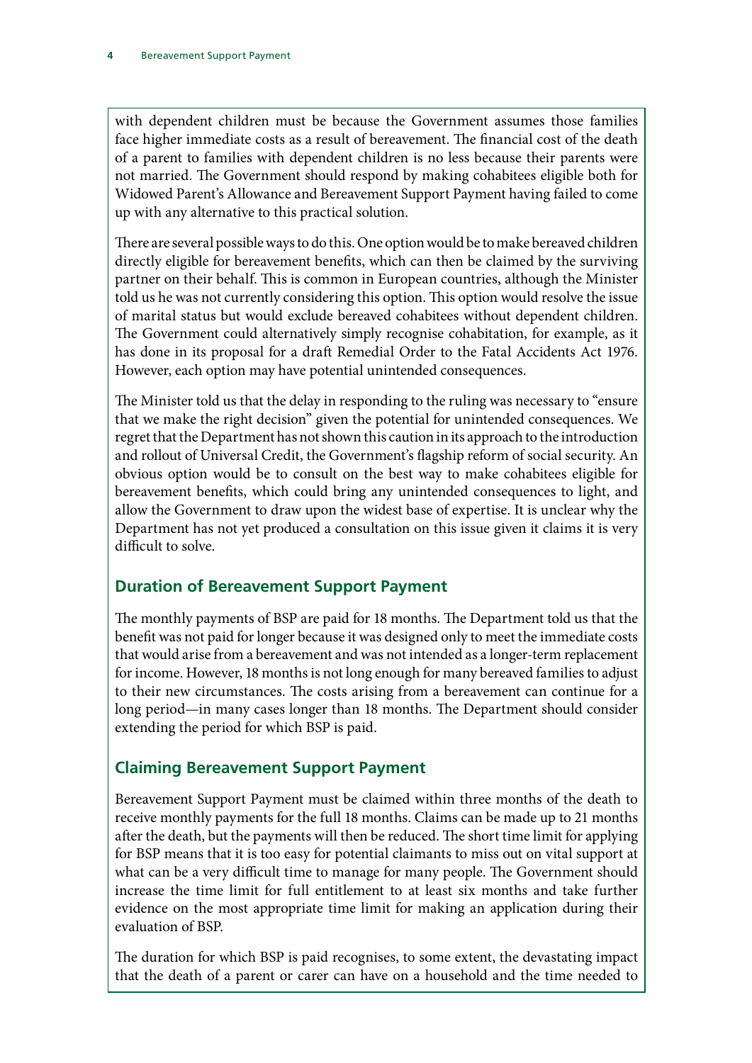with dependent children must be because the Government assumes those families face higher immediate costs as a result of bereavement. The financial cost of the death of a parent to families with dependent children is no less because their parents were not married. The Government should respond by making cohabitees eligible both for Widowed Parent's Allowance and Bereavement Support Payment having failed to come up with any alternative to this practical solution.

There are several possible ways to do this. One option would be to make bereaved children directly eligible for bereavement benefits, which can then be claimed by the surviving partner on their behalf. This is common in European countries, although the Minister told us he was not currently considering this option. This option would resolve the issue of marital status but would exclude bereaved cohabitees without dependent children. The Government could alternatively simply recognise cohabitation, for example, as it has done in its proposal for a draft Remedial Order to the Fatal Accidents Act 1976. However, each option may have potential unintended consequences.

The Minister told us that the delay in responding to the ruling was necessary to "ensure that we make the right decision" given the potential for unintended consequences. We regret that the Department has not shown this caution in its approach to the introduction and rollout of Universal Credit, the Government's flagship reform of social security. An obvious option would be to consult on the best way to make cohabitees eligible for bereavement benefits, which could bring any unintended consequences to light, and allow the Government to draw upon the widest base of expertise. It is unclear why the Department has not yet produced a consultation on this issue given it claims it is very difficult to solve.

## Duration of Bereavement Support Payment

The monthly payments of BSP are paid for 18 months. The Department told us that the benefit was not paid for longer because it was designed only to meet the immediate costs that would arise from a bereavement and was not intended as a longer-term replacement for income. However, 18 months is not long enough for many bereaved families to adjust to their new circumstances. The costs arising from a bereavement can continue for a long period—in many cases longer than 18 months. The Department should consider extending the period for which BSP is paid.

## Claiming Bereavement Support Payment

Bereavement Support Payment must be claimed within three months of the death to receive monthly payments for the full 18 months. Claims can be made up to 21 months after the death, but the payments will then be reduced. The short time limit for applying for BSP means that it is too easy for potential claimants to miss out on vital support at what can be a very difficult time to manage for many people. The Government should increase the time limit for full entitlement to at least six months and take further evidence on the most appropriate time limit for making an application during their evaluation of BSP.

The duration for which BSP is paid recognises, to some extent, the devastating impact that the death of a parent or carer can have on a household and the time needed to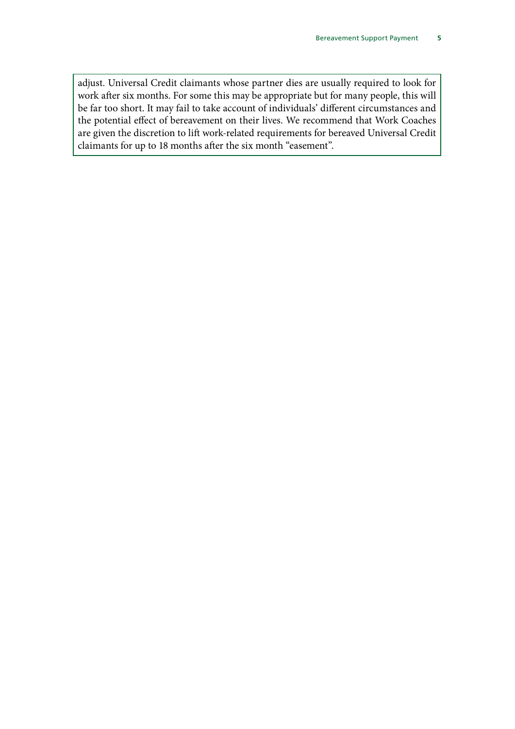adjust. Universal Credit claimants whose partner dies are usually required to look for work after six months. For some this may be appropriate but for many people, this will be far too short. It may fail to take account of individuals' different circumstances and the potential effect of bereavement on their lives. We recommend that Work Coaches are given the discretion to lift work-related requirements for bereaved Universal Credit claimants for up to 18 months after the six month "easement".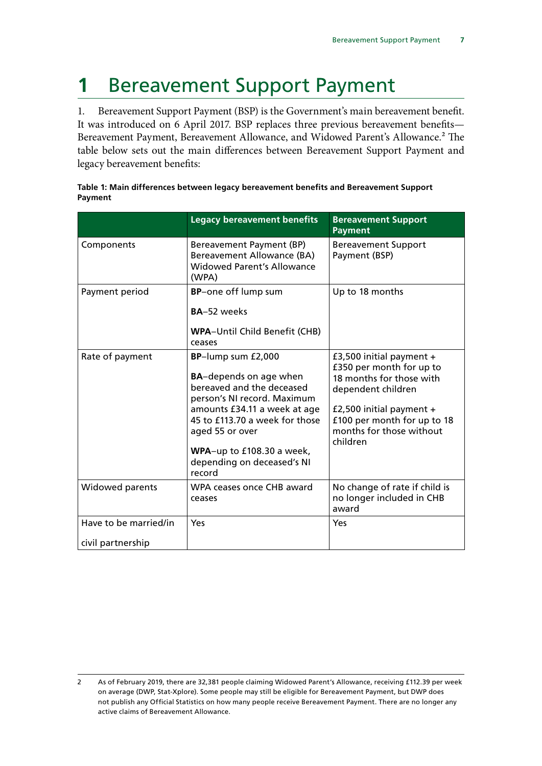# 1 Bereavement Support Payment

1. Bereavement Support Payment (BSP) is the Government's main bereavement benefit. It was introduced on 6 April 2017. BSP replaces three previous bereavement benefits—Bereavement Payment, Bereavement Allowance, and Widowed Parent's Allowance.[2] The table below sets out the main differences between Bereavement Support Payment and legacy bereavement benefits:

**Table 1: Main differences between legacy bereavement benefits and Bereavement Support Payment**

| | Legacy bereavement benefits | Bereavement Support Payment |
|---|---|---|
| Components | Bereavement Payment (BP) Bereavement Allowance (BA) Widowed Parent's Allowance (WPA) | Bereavement Support Payment (BSP) |
| Payment period | **BP**–one off lump sum<br><br>**BA**–52 weeks<br><br>**WPA**–Until Child Benefit (CHB) ceases | Up to 18 months |
| Rate of payment | **BP**–lump sum £2,000<br><br>**BA**–depends on age when bereaved and the deceased person's NI record. Maximum amounts £34.11 a week at age 45 to £113.70 a week for those aged 55 or over<br><br>**WPA**–up to £108.30 a week, depending on deceased's NI record | £3,500 initial payment + £350 per month for up to 18 months for those with dependent children<br><br>£2,500 initial payment + £100 per month for up to 18 months for those without children |
| Widowed parents | WPA ceases once CHB award ceases | No change of rate if child is no longer included in CHB award |
| Have to be married/in civil partnership | Yes | Yes |

2 As of February 2019, there are 32,381 people claiming Widowed Parent's Allowance, receiving £112.39 per week on average (DWP, Stat-Xplore). Some people may still be eligible for Bereavement Payment, but DWP does not publish any Official Statistics on how many people receive Bereavement Payment. There are no longer any active claims of Bereavement Allowance.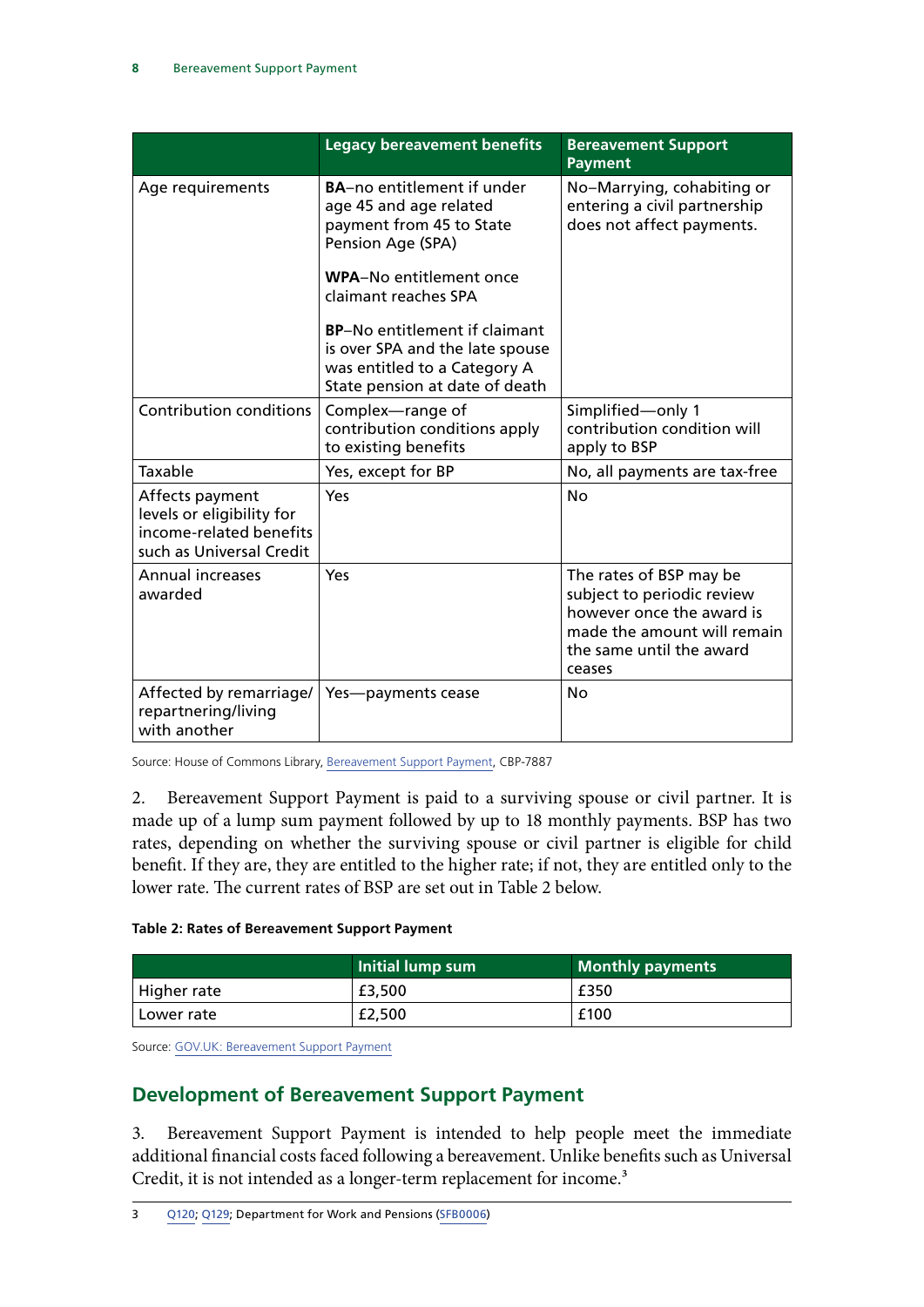| | Legacy bereavement benefits | Bereavement Support Payment |
|---|---|---|
| Age requirements | **BA**–no entitlement if under age 45 and age related payment from 45 to State Pension Age (SPA)<br><br>**WPA**–No entitlement once claimant reaches SPA<br><br>**BP**–No entitlement if claimant is over SPA and the late spouse was entitled to a Category A State pension at date of death | No–Marrying, cohabiting or entering a civil partnership does not affect payments. |
| Contribution conditions | Complex—range of contribution conditions apply to existing benefits | Simplified—only 1 contribution condition will apply to BSP |
| Taxable | Yes, except for BP | No, all payments are tax-free |
| Affects payment levels or eligibility for income-related benefits such as Universal Credit | Yes | No |
| Annual increases awarded | Yes | The rates of BSP may be subject to periodic review however once the award is made the amount will remain the same until the award ceases |
| Affected by remarriage/ repartnering/living with another | Yes—payments cease | No |

Source: House of Commons Library, Bereavement Support Payment, CBP-7887

2. Bereavement Support Payment is paid to a surviving spouse or civil partner. It is made up of a lump sum payment followed by up to 18 monthly payments. BSP has two rates, depending on whether the surviving spouse or civil partner is eligible for child benefit. If they are, they are entitled to the higher rate; if not, they are entitled only to the lower rate. The current rates of BSP are set out in Table 2 below.

**Table 2: Rates of Bereavement Support Payment**

| | Initial lump sum | Monthly payments |
|---|---|---|
| Higher rate | £3,500 | £350 |
| Lower rate | £2,500 | £100 |

Source: GOV.UK: Bereavement Support Payment

## Development of Bereavement Support Payment

3. Bereavement Support Payment is intended to help people meet the immediate additional financial costs faced following a bereavement. Unlike benefits such as Universal Credit, it is not intended as a longer-term replacement for income.[3]

3 Q120; Q129; Department for Work and Pensions (SFB0006)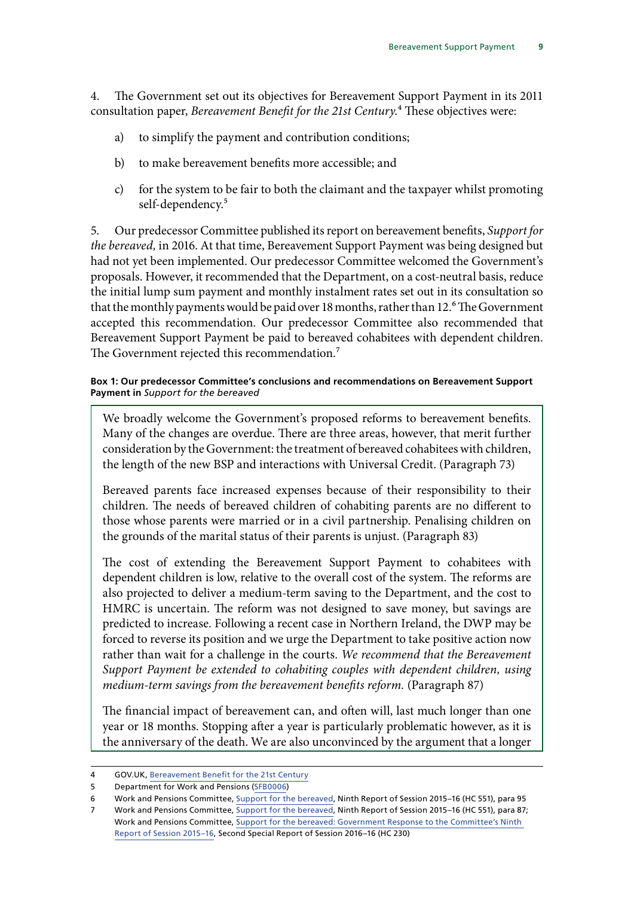4. The Government set out its objectives for Bereavement Support Payment in its 2011 consultation paper, *Bereavement Benefit for the 21st Century.*[4] These objectives were:

a) to simplify the payment and contribution conditions;

b) to make bereavement benefits more accessible; and

c) for the system to be fair to both the claimant and the taxpayer whilst promoting self-dependency.[5]

5. Our predecessor Committee published its report on bereavement benefits, *Support for the bereaved,* in 2016. At that time, Bereavement Support Payment was being designed but had not yet been implemented. Our predecessor Committee welcomed the Government's proposals. However, it recommended that the Department, on a cost-neutral basis, reduce the initial lump sum payment and monthly instalment rates set out in its consultation so that the monthly payments would be paid over 18 months, rather than 12.[6] The Government accepted this recommendation. Our predecessor Committee also recommended that Bereavement Support Payment be paid to bereaved cohabitees with dependent children. The Government rejected this recommendation.[7]

**Box 1: Our predecessor Committee's conclusions and recommendations on Bereavement Support Payment in** ***Support for the bereaved***

> We broadly welcome the Government's proposed reforms to bereavement benefits. Many of the changes are overdue. There are three areas, however, that merit further consideration by the Government: the treatment of bereaved cohabitees with children, the length of the new BSP and interactions with Universal Credit. (Paragraph 73)
>
> Bereaved parents face increased expenses because of their responsibility to their children. The needs of bereaved children of cohabiting parents are no different to those whose parents were married or in a civil partnership. Penalising children on the grounds of the marital status of their parents is unjust. (Paragraph 83)
>
> The cost of extending the Bereavement Support Payment to cohabitees with dependent children is low, relative to the overall cost of the system. The reforms are also projected to deliver a medium-term saving to the Department, and the cost to HMRC is uncertain. The reform was not designed to save money, but savings are predicted to increase. Following a recent case in Northern Ireland, the DWP may be forced to reverse its position and we urge the Department to take positive action now rather than wait for a challenge in the courts. *We recommend that the Bereavement Support Payment be extended to cohabiting couples with dependent children, using medium-term savings from the bereavement benefits reform.* (Paragraph 87)
>
> The financial impact of bereavement can, and often will, last much longer than one year or 18 months. Stopping after a year is particularly problematic however, as it is the anniversary of the death. We are also unconvinced by the argument that a longer

4 GOV.UK, Bereavement Benefit for the 21st Century

5 Department for Work and Pensions (SFB0006)

6 Work and Pensions Committee, Support for the bereaved, Ninth Report of Session 2015–16 (HC 551), para 95

7 Work and Pensions Committee, Support for the bereaved, Ninth Report of Session 2015–16 (HC 551), para 87; Work and Pensions Committee, Support for the bereaved: Government Response to the Committee's Ninth Report of Session 2015–16, Second Special Report of Session 2016–16 (HC 230)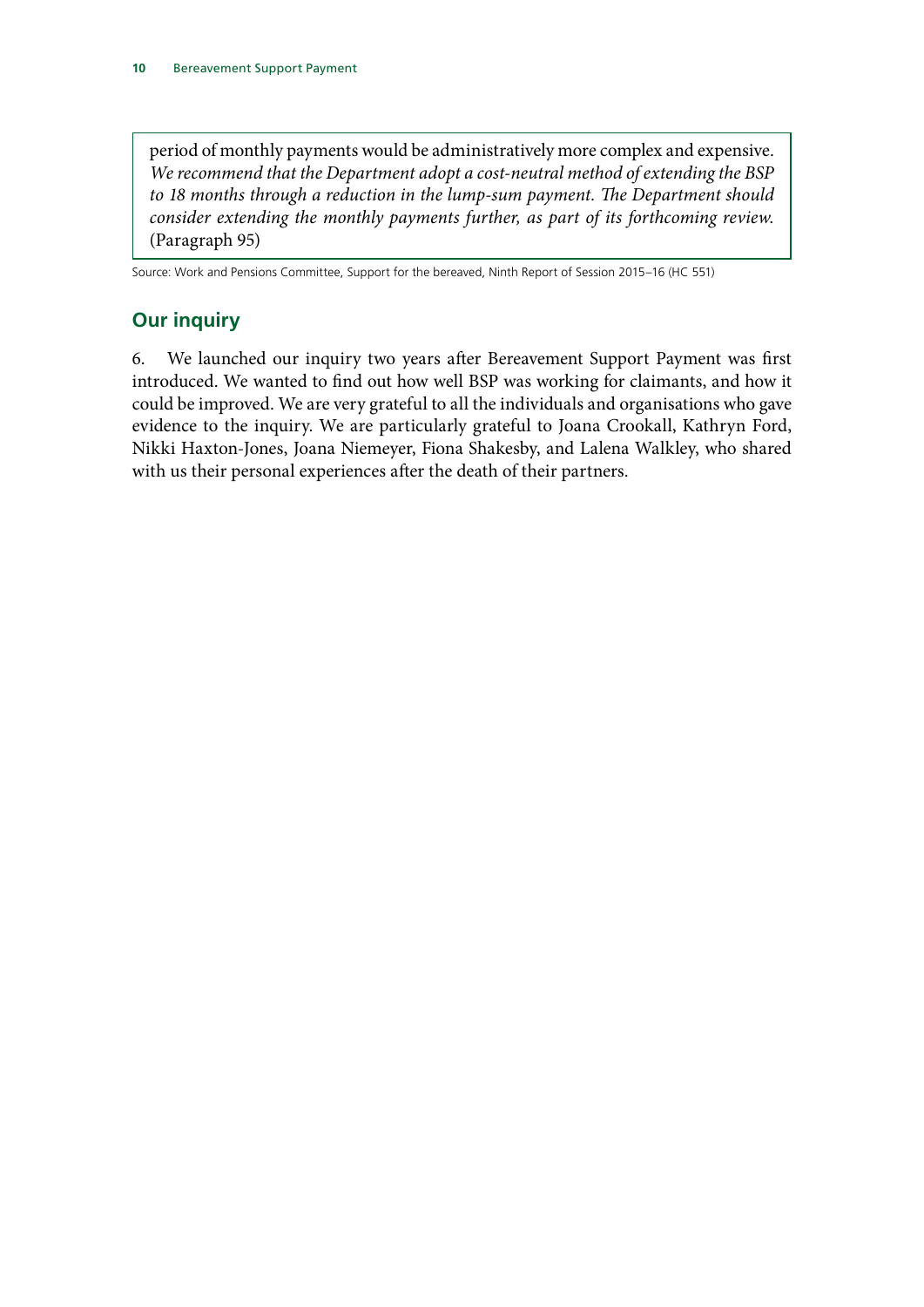period of monthly payments would be administratively more complex and expensive. *We recommend that the Department adopt a cost-neutral method of extending the BSP to 18 months through a reduction in the lump-sum payment. The Department should consider extending the monthly payments further, as part of its forthcoming review.* (Paragraph 95)

Source: Work and Pensions Committee, Support for the bereaved, Ninth Report of Session 2015–16 (HC 551)

## Our inquiry

6. We launched our inquiry two years after Bereavement Support Payment was first introduced. We wanted to find out how well BSP was working for claimants, and how it could be improved. We are very grateful to all the individuals and organisations who gave evidence to the inquiry. We are particularly grateful to Joana Crookall, Kathryn Ford, Nikki Haxton-Jones, Joana Niemeyer, Fiona Shakesby, and Lalena Walkley, who shared with us their personal experiences after the death of their partners.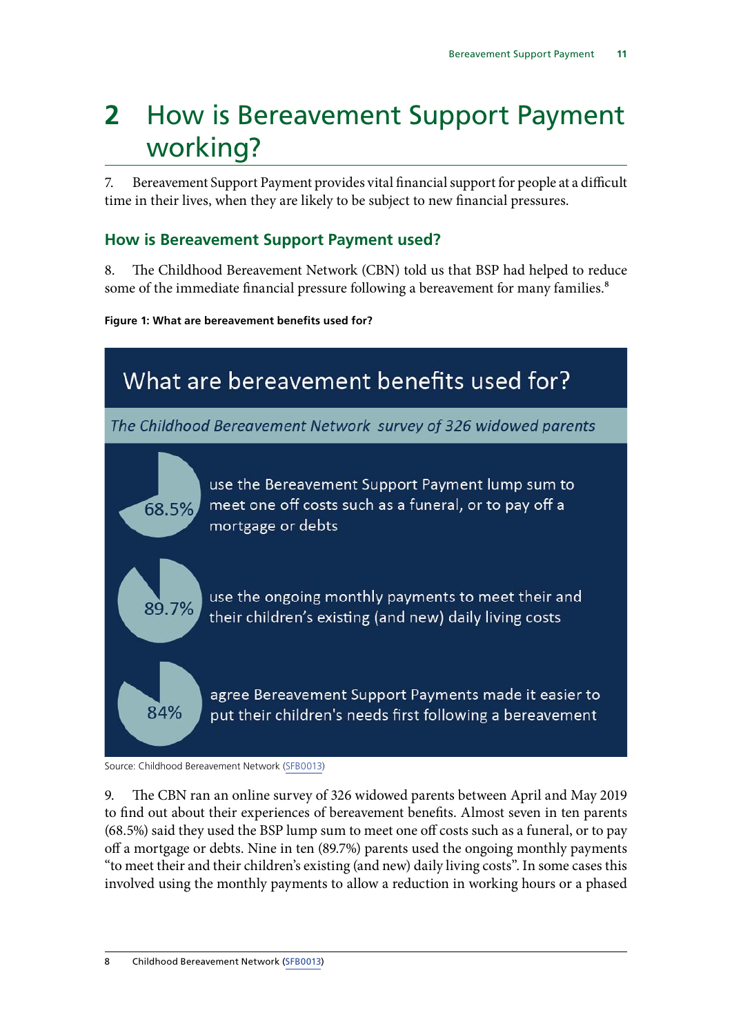# 2 How is Bereavement Support Payment working?

7. Bereavement Support Payment provides vital financial support for people at a difficult time in their lives, when they are likely to be subject to new financial pressures.

## How is Bereavement Support Payment used?

8. The Childhood Bereavement Network (CBN) told us that BSP had helped to reduce some of the immediate financial pressure following a bereavement for many families.[8]

**Figure 1: What are bereavement benefits used for?**

What are bereavement benefits used for?

*The Childhood Bereavement Network survey of 326 widowed parents*

68.5% use the Bereavement Support Payment lump sum to meet one off costs such as a funeral, or to pay off a mortgage or debts

89.7% use the ongoing monthly payments to meet their and their children's existing (and new) daily living costs

84% agree Bereavement Support Payments made it easier to put their children's needs first following a bereavement

Source: Childhood Bereavement Network (SFB0013)

9. The CBN ran an online survey of 326 widowed parents between April and May 2019 to find out about their experiences of bereavement benefits. Almost seven in ten parents (68.5%) said they used the BSP lump sum to meet one off costs such as a funeral, or to pay off a mortgage or debts. Nine in ten (89.7%) parents used the ongoing monthly payments "to meet their and their children's existing (and new) daily living costs". In some cases this involved using the monthly payments to allow a reduction in working hours or a phased

8 Childhood Bereavement Network (SFB0013)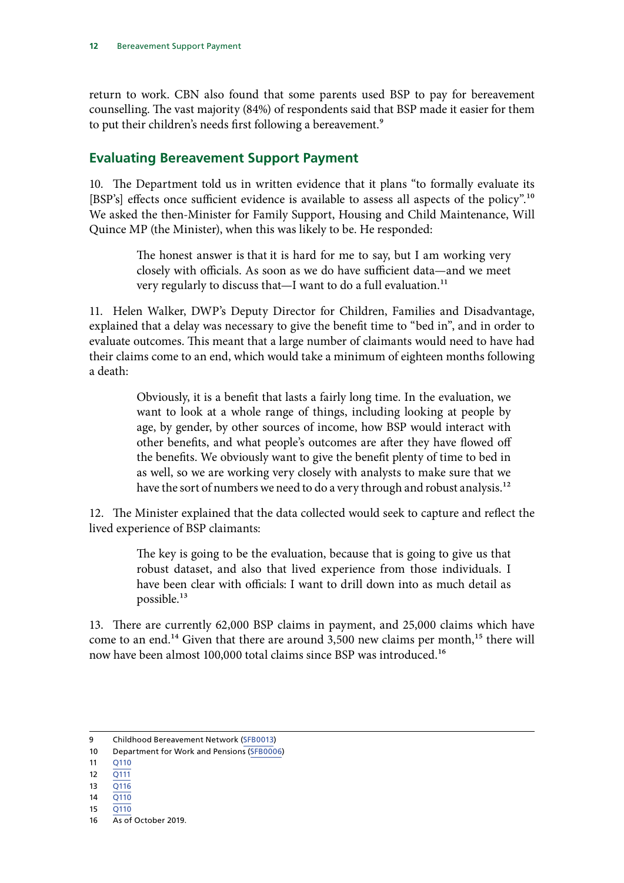return to work. CBN also found that some parents used BSP to pay for bereavement counselling. The vast majority (84%) of respondents said that BSP made it easier for them to put their children's needs first following a bereavement.[9]

## Evaluating Bereavement Support Payment

10. The Department told us in written evidence that it plans "to formally evaluate its [BSP's] effects once sufficient evidence is available to assess all aspects of the policy".[10] We asked the then-Minister for Family Support, Housing and Child Maintenance, Will Quince MP (the Minister), when this was likely to be. He responded:

> The honest answer is that it is hard for me to say, but I am working very closely with officials. As soon as we do have sufficient data—and we meet very regularly to discuss that—I want to do a full evaluation.[11]

11. Helen Walker, DWP's Deputy Director for Children, Families and Disadvantage, explained that a delay was necessary to give the benefit time to "bed in", and in order to evaluate outcomes. This meant that a large number of claimants would need to have had their claims come to an end, which would take a minimum of eighteen months following a death:

> Obviously, it is a benefit that lasts a fairly long time. In the evaluation, we want to look at a whole range of things, including looking at people by age, by gender, by other sources of income, how BSP would interact with other benefits, and what people's outcomes are after they have flowed off the benefits. We obviously want to give the benefit plenty of time to bed in as well, so we are working very closely with analysts to make sure that we have the sort of numbers we need to do a very through and robust analysis.[12]

12. The Minister explained that the data collected would seek to capture and reflect the lived experience of BSP claimants:

> The key is going to be the evaluation, because that is going to give us that robust dataset, and also that lived experience from those individuals. I have been clear with officials: I want to drill down into as much detail as possible.[13]

13. There are currently 62,000 BSP claims in payment, and 25,000 claims which have come to an end.[14] Given that there are around 3,500 new claims per month,[15] there will now have been almost 100,000 total claims since BSP was introduced.[16]

---

9 Childhood Bereavement Network (SFB0013)
10 Department for Work and Pensions (SFB0006)
11 Q110
12 Q111
13 Q116
14 Q110
15 Q110
16 As of October 2019.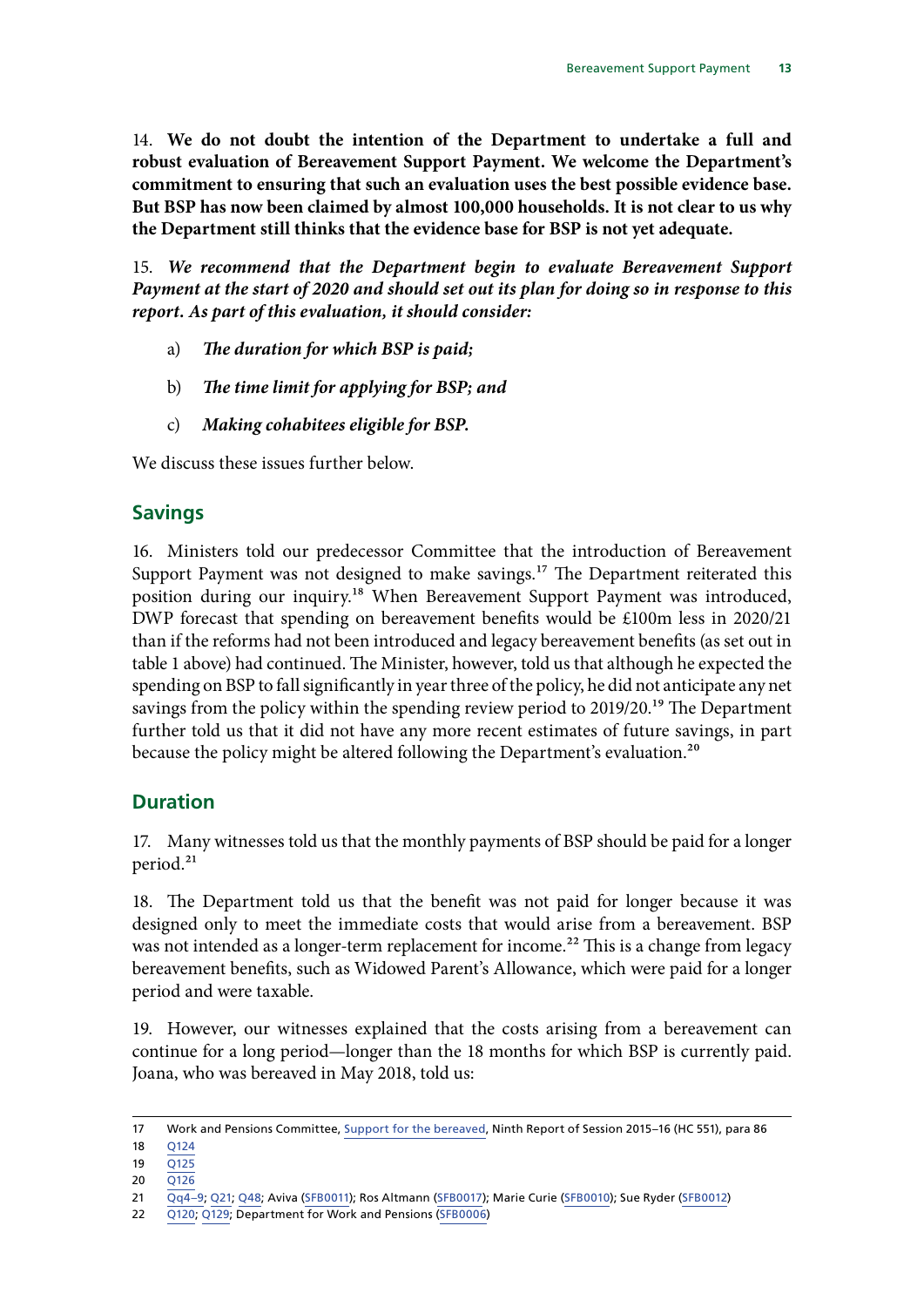14. **We do not doubt the intention of the Department to undertake a full and robust evaluation of Bereavement Support Payment. We welcome the Department's commitment to ensuring that such an evaluation uses the best possible evidence base. But BSP has now been claimed by almost 100,000 households. It is not clear to us why the Department still thinks that the evidence base for BSP is not yet adequate.**

15. ***We recommend that the Department begin to evaluate Bereavement Support Payment at the start of 2020 and should set out its plan for doing so in response to this report. As part of this evaluation, it should consider:***

a) ***The duration for which BSP is paid;***

b) ***The time limit for applying for BSP; and***

c) ***Making cohabitees eligible for BSP.***

We discuss these issues further below.

## Savings

16. Ministers told our predecessor Committee that the introduction of Bereavement Support Payment was not designed to make savings.[17] The Department reiterated this position during our inquiry.[18] When Bereavement Support Payment was introduced, DWP forecast that spending on bereavement benefits would be £100m less in 2020/21 than if the reforms had not been introduced and legacy bereavement benefits (as set out in table 1 above) had continued. The Minister, however, told us that although he expected the spending on BSP to fall significantly in year three of the policy, he did not anticipate any net savings from the policy within the spending review period to 2019/20.[19] The Department further told us that it did not have any more recent estimates of future savings, in part because the policy might be altered following the Department's evaluation.[20]

## Duration

17. Many witnesses told us that the monthly payments of BSP should be paid for a longer period.[21]

18. The Department told us that the benefit was not paid for longer because it was designed only to meet the immediate costs that would arise from a bereavement. BSP was not intended as a longer-term replacement for income.[22] This is a change from legacy bereavement benefits, such as Widowed Parent's Allowance, which were paid for a longer period and were taxable.

19. However, our witnesses explained that the costs arising from a bereavement can continue for a long period—longer than the 18 months for which BSP is currently paid. Joana, who was bereaved in May 2018, told us:

---

17 Work and Pensions Committee, Support for the bereaved, Ninth Report of Session 2015–16 (HC 551), para 86

18 Q124

19 Q125

20 Q126

21 Qq4–9; Q21; Q48; Aviva (SFB0011); Ros Altmann (SFB0017); Marie Curie (SFB0010); Sue Ryder (SFB0012)

22 Q120; Q129; Department for Work and Pensions (SFB0006)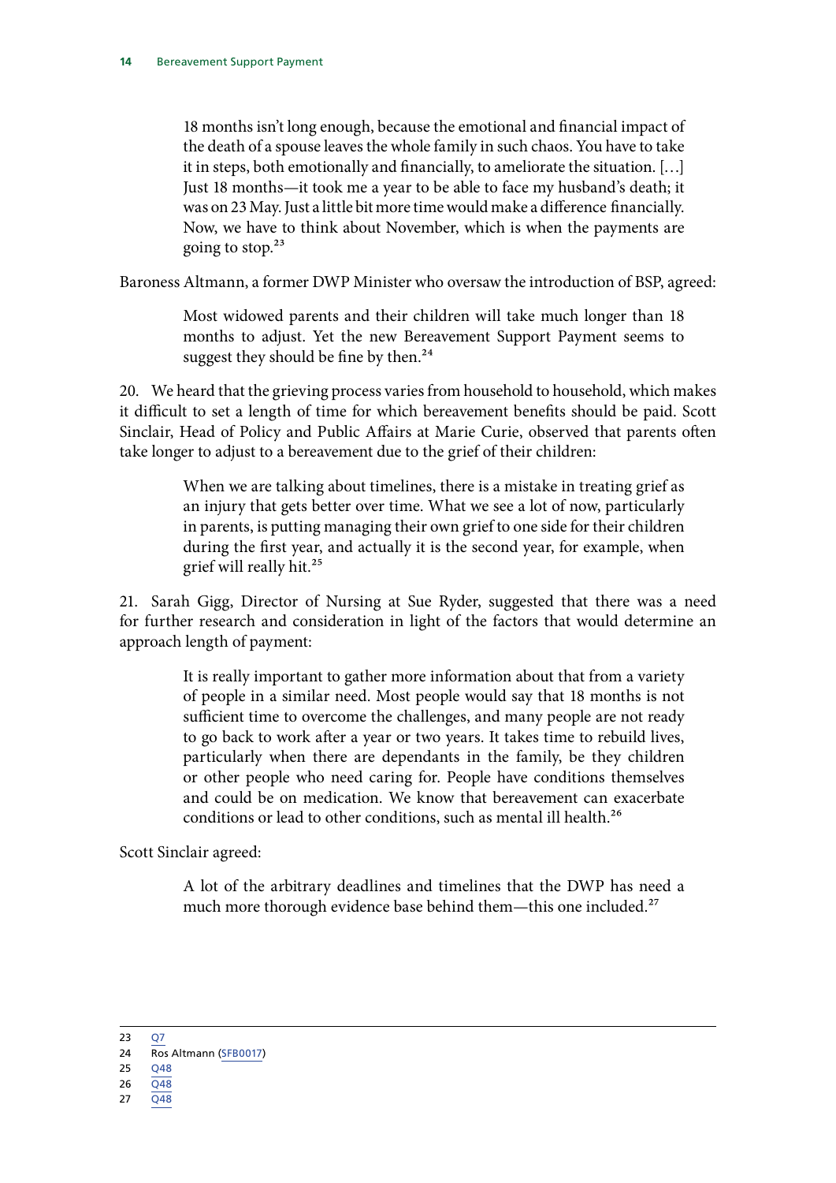> 18 months isn't long enough, because the emotional and financial impact of the death of a spouse leaves the whole family in such chaos. You have to take it in steps, both emotionally and financially, to ameliorate the situation. […] Just 18 months—it took me a year to be able to face my husband's death; it was on 23 May. Just a little bit more time would make a difference financially. Now, we have to think about November, which is when the payments are going to stop.[23]

Baroness Altmann, a former DWP Minister who oversaw the introduction of BSP, agreed:

> Most widowed parents and their children will take much longer than 18 months to adjust. Yet the new Bereavement Support Payment seems to suggest they should be fine by then.[24]

20. We heard that the grieving process varies from household to household, which makes it difficult to set a length of time for which bereavement benefits should be paid. Scott Sinclair, Head of Policy and Public Affairs at Marie Curie, observed that parents often take longer to adjust to a bereavement due to the grief of their children:

> When we are talking about timelines, there is a mistake in treating grief as an injury that gets better over time. What we see a lot of now, particularly in parents, is putting managing their own grief to one side for their children during the first year, and actually it is the second year, for example, when grief will really hit.[25]

21. Sarah Gigg, Director of Nursing at Sue Ryder, suggested that there was a need for further research and consideration in light of the factors that would determine an approach length of payment:

> It is really important to gather more information about that from a variety of people in a similar need. Most people would say that 18 months is not sufficient time to overcome the challenges, and many people are not ready to go back to work after a year or two years. It takes time to rebuild lives, particularly when there are dependants in the family, be they children or other people who need caring for. People have conditions themselves and could be on medication. We know that bereavement can exacerbate conditions or lead to other conditions, such as mental ill health.[26]

Scott Sinclair agreed:

> A lot of the arbitrary deadlines and timelines that the DWP has need a much more thorough evidence base behind them—this one included.[27]

---

23 Q7
24 Ros Altmann (SFB0017)
25 Q48
26 Q48
27 Q48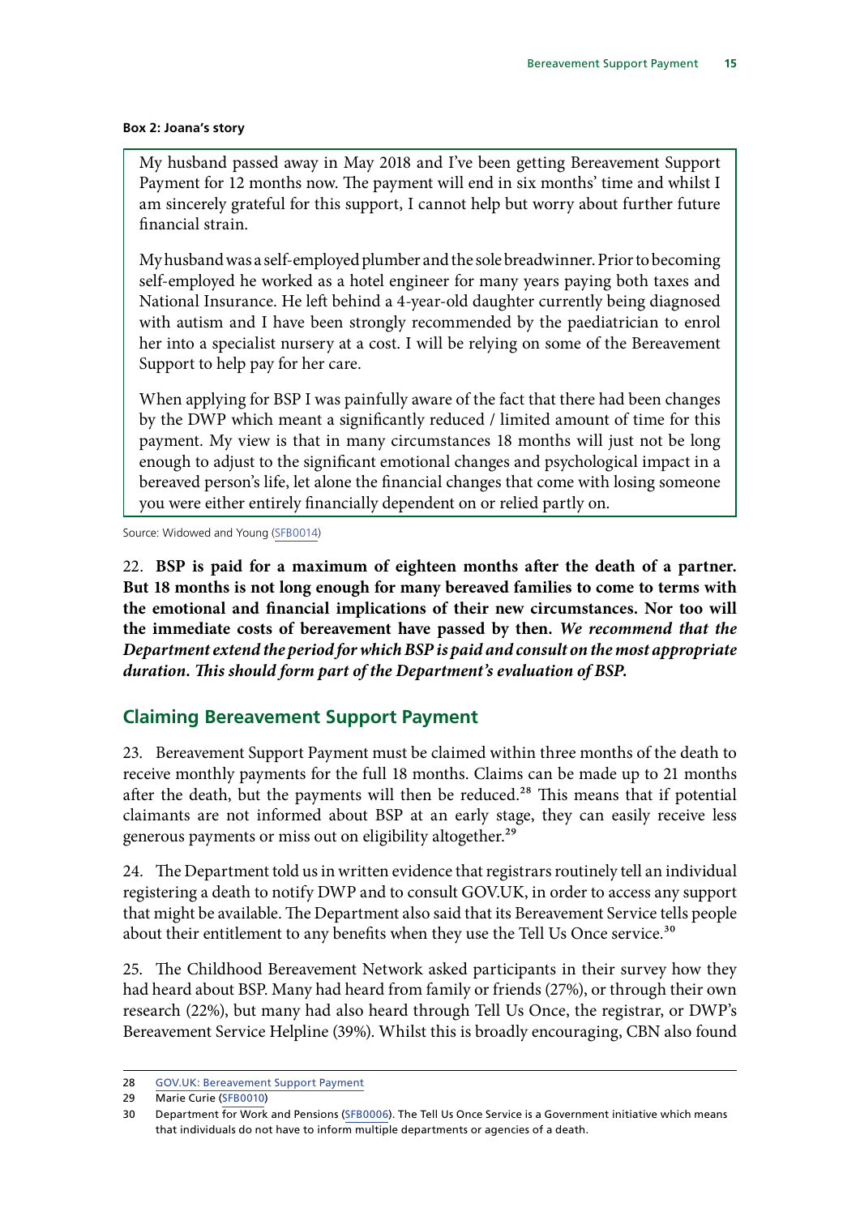**Box 2: Joana's story**

> My husband passed away in May 2018 and I've been getting Bereavement Support Payment for 12 months now. The payment will end in six months' time and whilst I am sincerely grateful for this support, I cannot help but worry about further future financial strain.
>
> My husband was a self-employed plumber and the sole breadwinner. Prior to becoming self-employed he worked as a hotel engineer for many years paying both taxes and National Insurance. He left behind a 4-year-old daughter currently being diagnosed with autism and I have been strongly recommended by the paediatrician to enrol her into a specialist nursery at a cost. I will be relying on some of the Bereavement Support to help pay for her care.
>
> When applying for BSP I was painfully aware of the fact that there had been changes by the DWP which meant a significantly reduced / limited amount of time for this payment. My view is that in many circumstances 18 months will just not be long enough to adjust to the significant emotional changes and psychological impact in a bereaved person's life, let alone the financial changes that come with losing someone you were either entirely financially dependent on or relied partly on.

Source: Widowed and Young (SFB0014)

22. **BSP is paid for a maximum of eighteen months after the death of a partner. But 18 months is not long enough for many bereaved families to come to terms with the emotional and financial implications of their new circumstances. Nor too will the immediate costs of bereavement have passed by then.** ***We recommend that the Department extend the period for which BSP is paid and consult on the most appropriate duration. This should form part of the Department's evaluation of BSP.***

## Claiming Bereavement Support Payment

23. Bereavement Support Payment must be claimed within three months of the death to receive monthly payments for the full 18 months. Claims can be made up to 21 months after the death, but the payments will then be reduced.[28] This means that if potential claimants are not informed about BSP at an early stage, they can easily receive less generous payments or miss out on eligibility altogether.[29]

24. The Department told us in written evidence that registrars routinely tell an individual registering a death to notify DWP and to consult GOV.UK, in order to access any support that might be available. The Department also said that its Bereavement Service tells people about their entitlement to any benefits when they use the Tell Us Once service.[30]

25. The Childhood Bereavement Network asked participants in their survey how they had heard about BSP. Many had heard from family or friends (27%), or through their own research (22%), but many had also heard through Tell Us Once, the registrar, or DWP's Bereavement Service Helpline (39%). Whilst this is broadly encouraging, CBN also found

---

28 GOV.UK: Bereavement Support Payment

29 Marie Curie (SFB0010)

30 Department for Work and Pensions (SFB0006). The Tell Us Once Service is a Government initiative which means that individuals do not have to inform multiple departments or agencies of a death.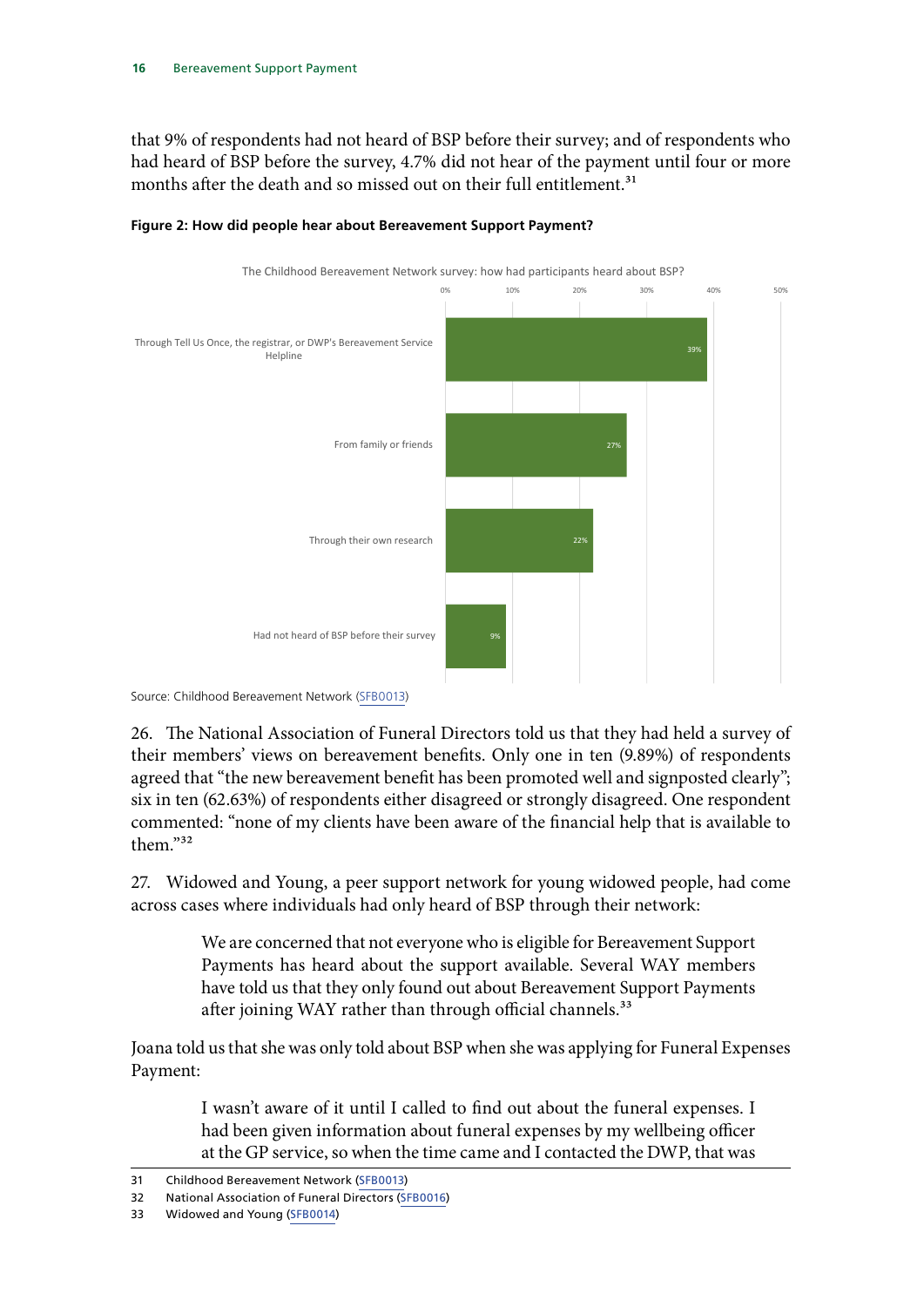that 9% of respondents had not heard of BSP before their survey; and of respondents who had heard of BSP before the survey, 4.7% did not hear of the payment until four or more months after the death and so missed out on their full entitlement.[31]

**Figure 2: How did people hear about Bereavement Support Payment?**

The Childhood Bereavement Network survey: how had participants heard about BSP?

| Response | Percentage |
| --- | --- |
| Through Tell Us Once, the registrar, or DWP's Bereavement Service Helpline | 39% |
| From family or friends | 27% |
| Through their own research | 22% |
| Had not heard of BSP before their survey | 9% |

Source: Childhood Bereavement Network (SFB0013)

26. The National Association of Funeral Directors told us that they had held a survey of their members' views on bereavement benefits. Only one in ten (9.89%) of respondents agreed that "the new bereavement benefit has been promoted well and signposted clearly"; six in ten (62.63%) of respondents either disagreed or strongly disagreed. One respondent commented: "none of my clients have been aware of the financial help that is available to them."[32]

27. Widowed and Young, a peer support network for young widowed people, had come across cases where individuals had only heard of BSP through their network:

> We are concerned that not everyone who is eligible for Bereavement Support Payments has heard about the support available. Several WAY members have told us that they only found out about Bereavement Support Payments after joining WAY rather than through official channels.[33]

Joana told us that she was only told about BSP when she was applying for Funeral Expenses Payment:

> I wasn't aware of it until I called to find out about the funeral expenses. I had been given information about funeral expenses by my wellbeing officer at the GP service, so when the time came and I contacted the DWP, that was

31 Childhood Bereavement Network (SFB0013)

32 National Association of Funeral Directors (SFB0016)

33 Widowed and Young (SFB0014)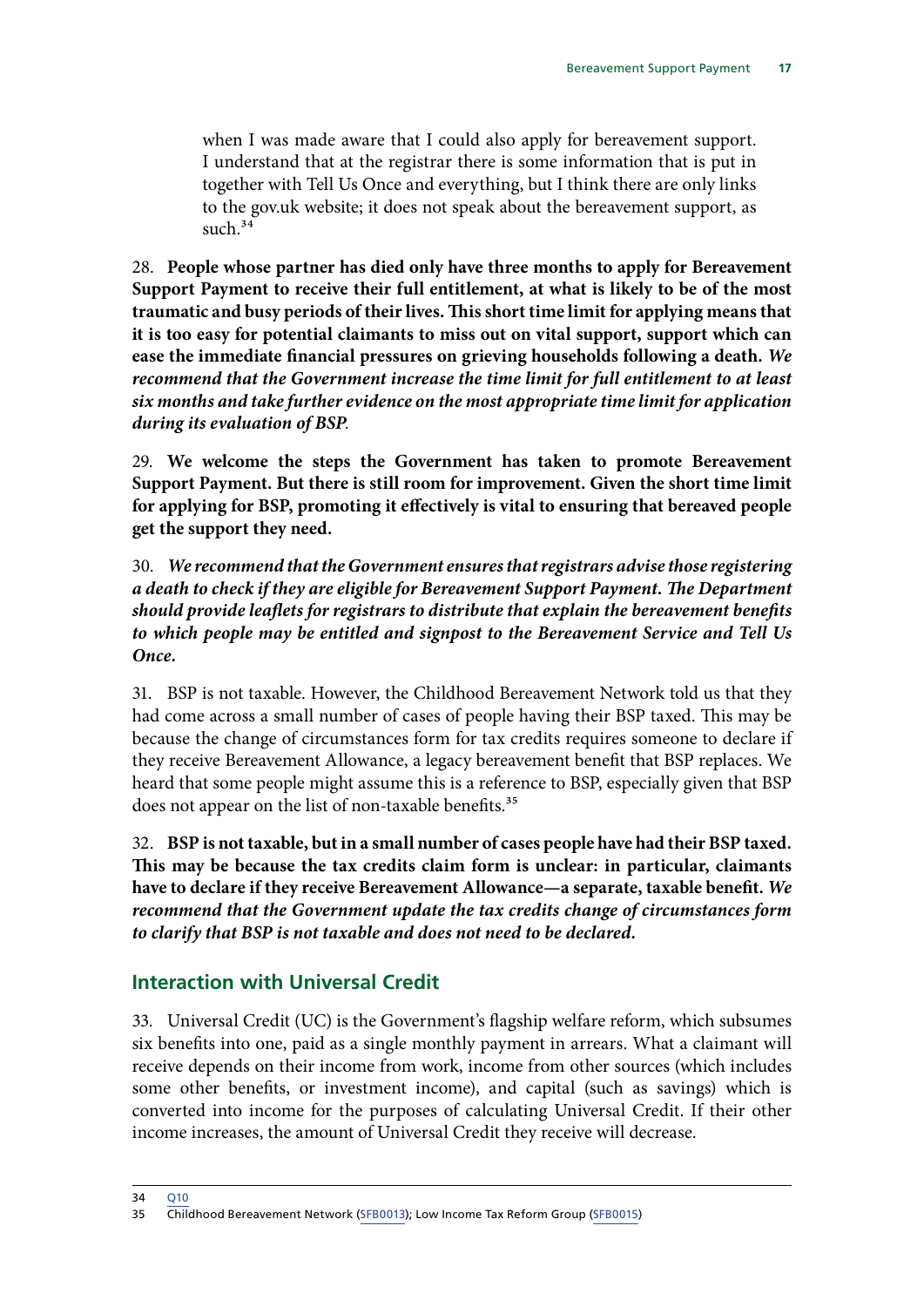when I was made aware that I could also apply for bereavement support. I understand that at the registrar there is some information that is put in together with Tell Us Once and everything, but I think there are only links to the gov.uk website; it does not speak about the bereavement support, as such.[34]

28. **People whose partner has died only have three months to apply for Bereavement Support Payment to receive their full entitlement, at what is likely to be of the most traumatic and busy periods of their lives. This short time limit for applying means that it is too easy for potential claimants to miss out on vital support, support which can ease the immediate financial pressures on grieving households following a death.** ***We recommend that the Government increase the time limit for full entitlement to at least six months and take further evidence on the most appropriate time limit for application during its evaluation of BSP.***

29. **We welcome the steps the Government has taken to promote Bereavement Support Payment. But there is still room for improvement. Given the short time limit for applying for BSP, promoting it effectively is vital to ensuring that bereaved people get the support they need.**

30. ***We recommend that the Government ensures that registrars advise those registering a death to check if they are eligible for Bereavement Support Payment. The Department should provide leaflets for registrars to distribute that explain the bereavement benefits to which people may be entitled and signpost to the Bereavement Service and Tell Us Once.***

31. BSP is not taxable. However, the Childhood Bereavement Network told us that they had come across a small number of cases of people having their BSP taxed. This may be because the change of circumstances form for tax credits requires someone to declare if they receive Bereavement Allowance, a legacy bereavement benefit that BSP replaces. We heard that some people might assume this is a reference to BSP, especially given that BSP does not appear on the list of non-taxable benefits.[35]

32. **BSP is not taxable, but in a small number of cases people have had their BSP taxed. This may be because the tax credits claim form is unclear: in particular, claimants have to declare if they receive Bereavement Allowance—a separate, taxable benefit.** ***We recommend that the Government update the tax credits change of circumstances form to clarify that BSP is not taxable and does not need to be declared.***

## Interaction with Universal Credit

33. Universal Credit (UC) is the Government's flagship welfare reform, which subsumes six benefits into one, paid as a single monthly payment in arrears. What a claimant will receive depends on their income from work, income from other sources (which includes some other benefits, or investment income), and capital (such as savings) which is converted into income for the purposes of calculating Universal Credit. If their other income increases, the amount of Universal Credit they receive will decrease.

---

34 Q10

35 Childhood Bereavement Network (SFB0013); Low Income Tax Reform Group (SFB0015)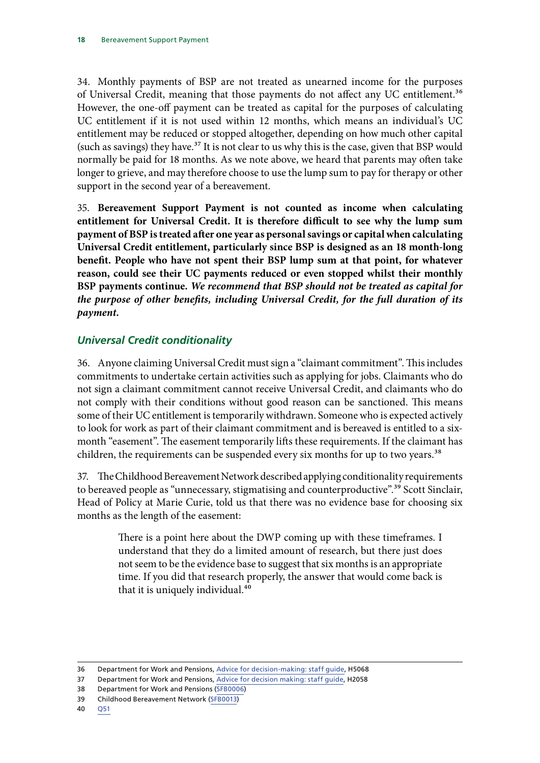34. Monthly payments of BSP are not treated as unearned income for the purposes of Universal Credit, meaning that those payments do not affect any UC entitlement.[36] However, the one-off payment can be treated as capital for the purposes of calculating UC entitlement if it is not used within 12 months, which means an individual's UC entitlement may be reduced or stopped altogether, depending on how much other capital (such as savings) they have.[37] It is not clear to us why this is the case, given that BSP would normally be paid for 18 months. As we note above, we heard that parents may often take longer to grieve, and may therefore choose to use the lump sum to pay for therapy or other support in the second year of a bereavement.

35. **Bereavement Support Payment is not counted as income when calculating entitlement for Universal Credit. It is therefore difficult to see why the lump sum payment of BSP is treated after one year as personal savings or capital when calculating Universal Credit entitlement, particularly since BSP is designed as an 18 month-long benefit. People who have not spent their BSP lump sum at that point, for whatever reason, could see their UC payments reduced or even stopped whilst their monthly BSP payments continue.** ***We recommend that BSP should not be treated as capital for the purpose of other benefits, including Universal Credit, for the full duration of its payment.***

### *Universal Credit conditionality*

36. Anyone claiming Universal Credit must sign a "claimant commitment". This includes commitments to undertake certain activities such as applying for jobs. Claimants who do not sign a claimant commitment cannot receive Universal Credit, and claimants who do not comply with their conditions without good reason can be sanctioned. This means some of their UC entitlement is temporarily withdrawn. Someone who is expected actively to look for work as part of their claimant commitment and is bereaved is entitled to a six-month "easement". The easement temporarily lifts these requirements. If the claimant has children, the requirements can be suspended every six months for up to two years.[38]

37. The Childhood Bereavement Network described applying conditionality requirements to bereaved people as "unnecessary, stigmatising and counterproductive".[39] Scott Sinclair, Head of Policy at Marie Curie, told us that there was no evidence base for choosing six months as the length of the easement:

> There is a point here about the DWP coming up with these timeframes. I understand that they do a limited amount of research, but there just does not seem to be the evidence base to suggest that six months is an appropriate time. If you did that research properly, the answer that would come back is that it is uniquely individual.[40]

---

36 Department for Work and Pensions, Advice for decision-making: staff guide, H5068

37 Department for Work and Pensions, Advice for decision making: staff guide, H2058

38 Department for Work and Pensions (SFB0006)

39 Childhood Bereavement Network (SFB0013)

40 Q51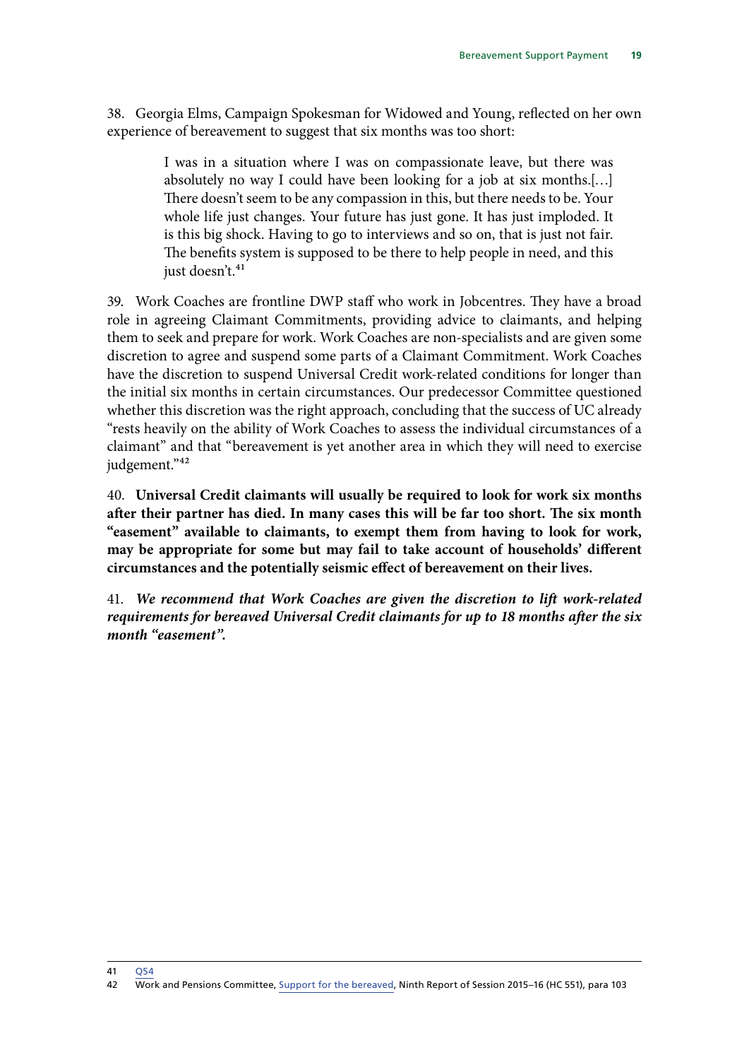38. Georgia Elms, Campaign Spokesman for Widowed and Young, reflected on her own experience of bereavement to suggest that six months was too short:

> I was in a situation where I was on compassionate leave, but there was absolutely no way I could have been looking for a job at six months.[…] There doesn't seem to be any compassion in this, but there needs to be. Your whole life just changes. Your future has just gone. It has just imploded. It is this big shock. Having to go to interviews and so on, that is just not fair. The benefits system is supposed to be there to help people in need, and this just doesn't.[41]

39. Work Coaches are frontline DWP staff who work in Jobcentres. They have a broad role in agreeing Claimant Commitments, providing advice to claimants, and helping them to seek and prepare for work. Work Coaches are non-specialists and are given some discretion to agree and suspend some parts of a Claimant Commitment. Work Coaches have the discretion to suspend Universal Credit work-related conditions for longer than the initial six months in certain circumstances. Our predecessor Committee questioned whether this discretion was the right approach, concluding that the success of UC already "rests heavily on the ability of Work Coaches to assess the individual circumstances of a claimant" and that "bereavement is yet another area in which they will need to exercise judgement."[42]

40. **Universal Credit claimants will usually be required to look for work six months after their partner has died. In many cases this will be far too short. The six month "easement" available to claimants, to exempt them from having to look for work, may be appropriate for some but may fail to take account of households' different circumstances and the potentially seismic effect of bereavement on their lives.**

41. ***We recommend that Work Coaches are given the discretion to lift work-related requirements for bereaved Universal Credit claimants for up to 18 months after the six month "easement".***

---

41 Q54

42 Work and Pensions Committee, Support for the bereaved, Ninth Report of Session 2015–16 (HC 551), para 103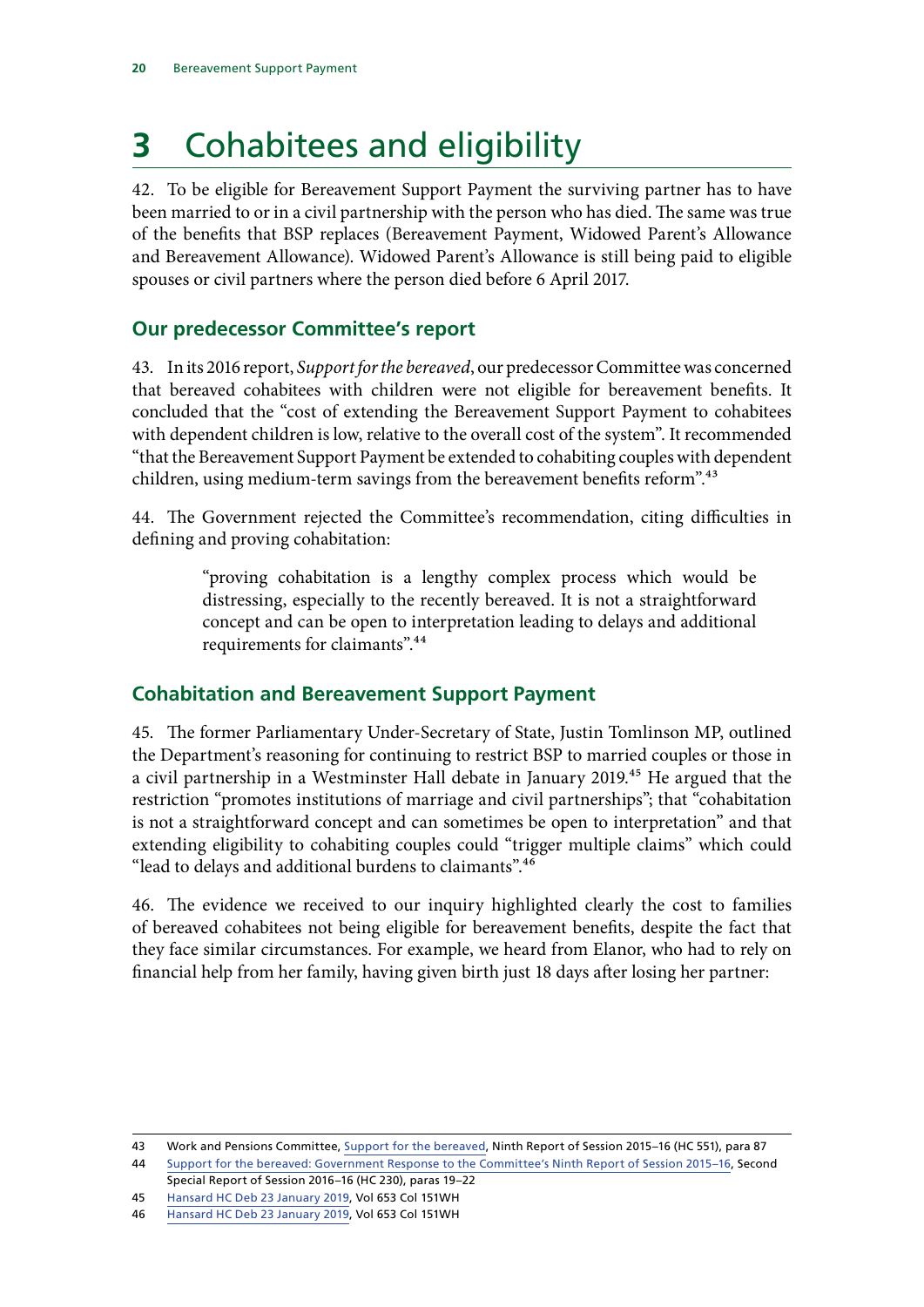# 3 Cohabitees and eligibility

42. To be eligible for Bereavement Support Payment the surviving partner has to have been married to or in a civil partnership with the person who has died. The same was true of the benefits that BSP replaces (Bereavement Payment, Widowed Parent's Allowance and Bereavement Allowance). Widowed Parent's Allowance is still being paid to eligible spouses or civil partners where the person died before 6 April 2017.

## Our predecessor Committee's report

43. In its 2016 report, *Support for the bereaved*, our predecessor Committee was concerned that bereaved cohabitees with children were not eligible for bereavement benefits. It concluded that the "cost of extending the Bereavement Support Payment to cohabitees with dependent children is low, relative to the overall cost of the system". It recommended "that the Bereavement Support Payment be extended to cohabiting couples with dependent children, using medium-term savings from the bereavement benefits reform".[43]

44. The Government rejected the Committee's recommendation, citing difficulties in defining and proving cohabitation:

> "proving cohabitation is a lengthy complex process which would be distressing, especially to the recently bereaved. It is not a straightforward concept and can be open to interpretation leading to delays and additional requirements for claimants".[44]

## Cohabitation and Bereavement Support Payment

45. The former Parliamentary Under-Secretary of State, Justin Tomlinson MP, outlined the Department's reasoning for continuing to restrict BSP to married couples or those in a civil partnership in a Westminster Hall debate in January 2019.[45] He argued that the restriction "promotes institutions of marriage and civil partnerships"; that "cohabitation is not a straightforward concept and can sometimes be open to interpretation" and that extending eligibility to cohabiting couples could "trigger multiple claims" which could "lead to delays and additional burdens to claimants".[46]

46. The evidence we received to our inquiry highlighted clearly the cost to families of bereaved cohabitees not being eligible for bereavement benefits, despite the fact that they face similar circumstances. For example, we heard from Elanor, who had to rely on financial help from her family, having given birth just 18 days after losing her partner:

---

43 Work and Pensions Committee, Support for the bereaved, Ninth Report of Session 2015–16 (HC 551), para 87

44 Support for the bereaved: Government Response to the Committee's Ninth Report of Session 2015–16, Second Special Report of Session 2016–16 (HC 230), paras 19–22

45 Hansard HC Deb 23 January 2019, Vol 653 Col 151WH

46 Hansard HC Deb 23 January 2019, Vol 653 Col 151WH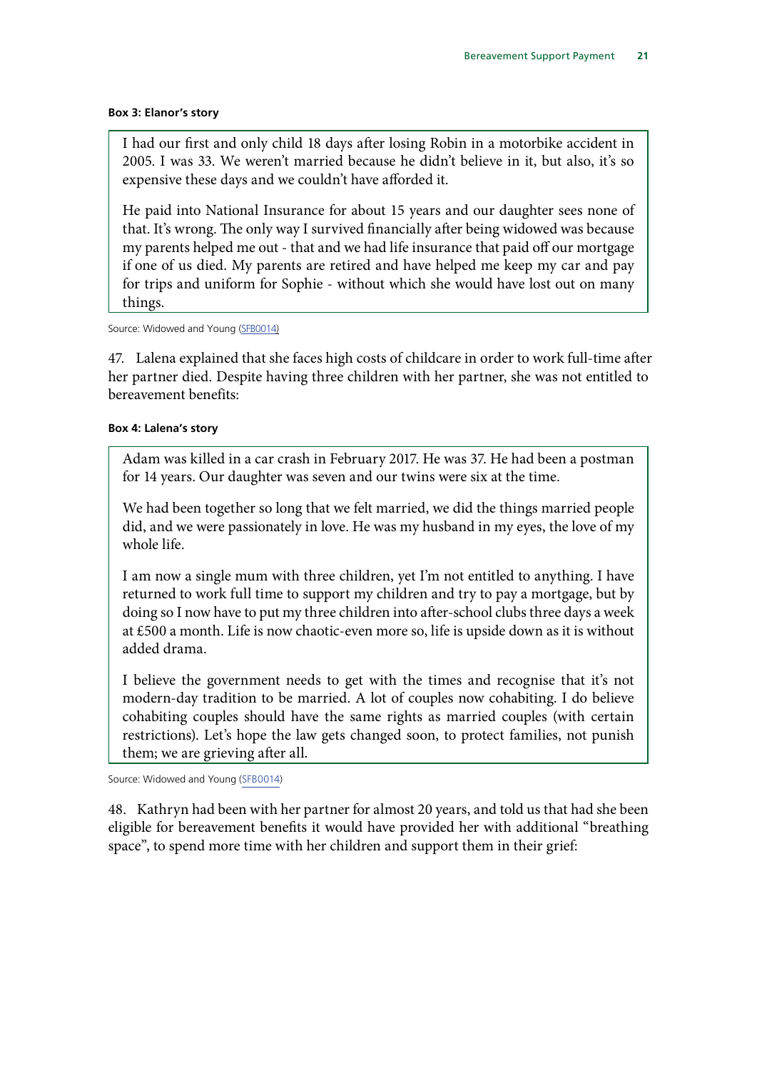**Box 3: Elanor's story**

> I had our first and only child 18 days after losing Robin in a motorbike accident in 2005. I was 33. We weren't married because he didn't believe in it, but also, it's so expensive these days and we couldn't have afforded it.
>
> He paid into National Insurance for about 15 years and our daughter sees none of that. It's wrong. The only way I survived financially after being widowed was because my parents helped me out - that and we had life insurance that paid off our mortgage if one of us died. My parents are retired and have helped me keep my car and pay for trips and uniform for Sophie - without which she would have lost out on many things.

Source: Widowed and Young (SFB0014)

47. Lalena explained that she faces high costs of childcare in order to work full-time after her partner died. Despite having three children with her partner, she was not entitled to bereavement benefits:

**Box 4: Lalena's story**

> Adam was killed in a car crash in February 2017. He was 37. He had been a postman for 14 years. Our daughter was seven and our twins were six at the time.
>
> We had been together so long that we felt married, we did the things married people did, and we were passionately in love. He was my husband in my eyes, the love of my whole life.
>
> I am now a single mum with three children, yet I'm not entitled to anything. I have returned to work full time to support my children and try to pay a mortgage, but by doing so I now have to put my three children into after-school clubs three days a week at £500 a month. Life is now chaotic-even more so, life is upside down as it is without added drama.
>
> I believe the government needs to get with the times and recognise that it's not modern-day tradition to be married. A lot of couples now cohabiting. I do believe cohabiting couples should have the same rights as married couples (with certain restrictions). Let's hope the law gets changed soon, to protect families, not punish them; we are grieving after all.

Source: Widowed and Young (SFB0014)

48. Kathryn had been with her partner for almost 20 years, and told us that had she been eligible for bereavement benefits it would have provided her with additional "breathing space", to spend more time with her children and support them in their grief: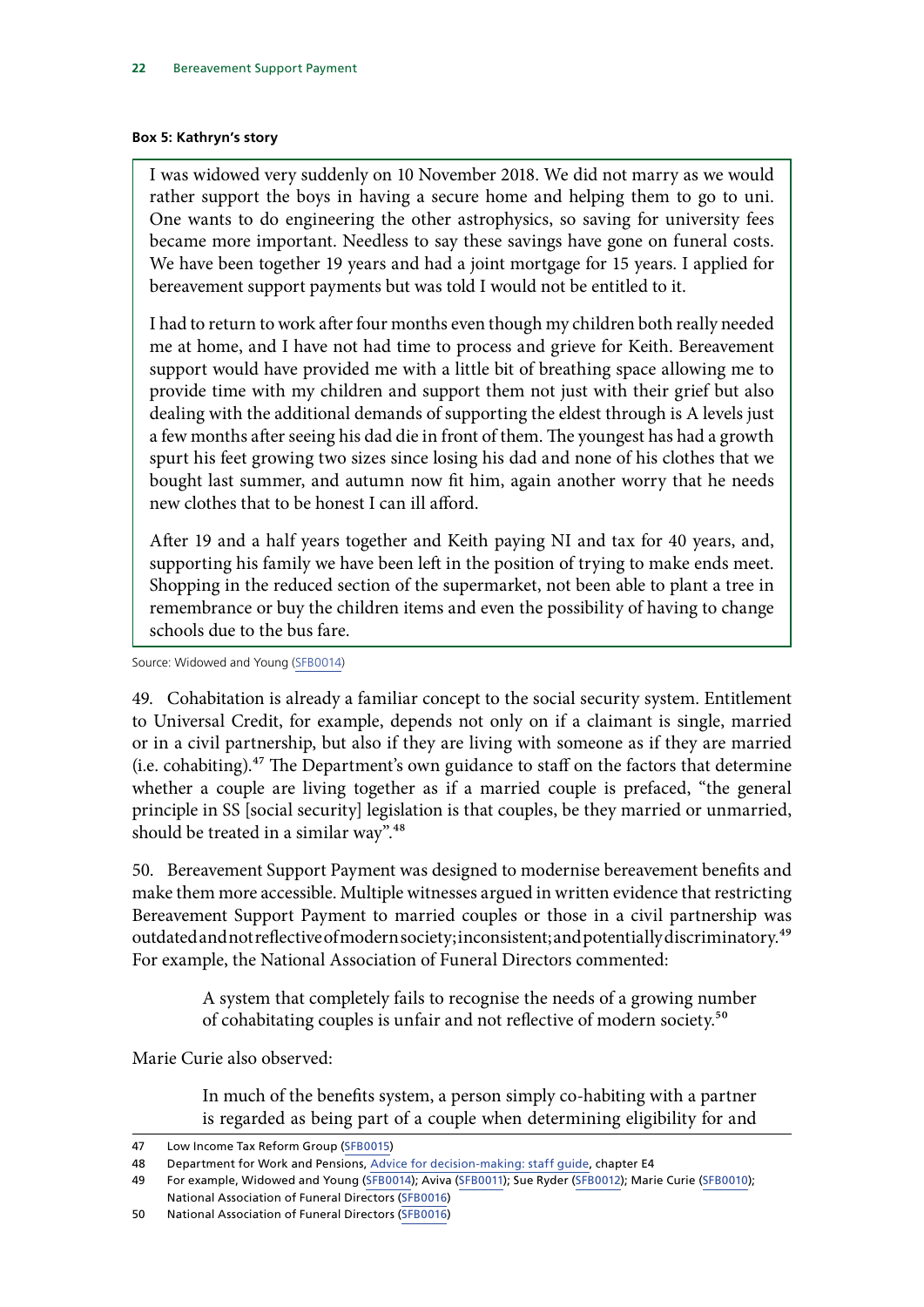**Box 5: Kathryn's story**

> I was widowed very suddenly on 10 November 2018. We did not marry as we would rather support the boys in having a secure home and helping them to go to uni. One wants to do engineering the other astrophysics, so saving for university fees became more important. Needless to say these savings have gone on funeral costs. We have been together 19 years and had a joint mortgage for 15 years. I applied for bereavement support payments but was told I would not be entitled to it.
>
> I had to return to work after four months even though my children both really needed me at home, and I have not had time to process and grieve for Keith. Bereavement support would have provided me with a little bit of breathing space allowing me to provide time with my children and support them not just with their grief but also dealing with the additional demands of supporting the eldest through is A levels just a few months after seeing his dad die in front of them. The youngest has had a growth spurt his feet growing two sizes since losing his dad and none of his clothes that we bought last summer, and autumn now fit him, again another worry that he needs new clothes that to be honest I can ill afford.
>
> After 19 and a half years together and Keith paying NI and tax for 40 years, and, supporting his family we have been left in the position of trying to make ends meet. Shopping in the reduced section of the supermarket, not been able to plant a tree in remembrance or buy the children items and even the possibility of having to change schools due to the bus fare.

Source: Widowed and Young (SFB0014)

49. Cohabitation is already a familiar concept to the social security system. Entitlement to Universal Credit, for example, depends not only on if a claimant is single, married or in a civil partnership, but also if they are living with someone as if they are married (i.e. cohabiting).[47] The Department's own guidance to staff on the factors that determine whether a couple are living together as if a married couple is prefaced, "the general principle in SS [social security] legislation is that couples, be they married or unmarried, should be treated in a similar way".[48]

50. Bereavement Support Payment was designed to modernise bereavement benefits and make them more accessible. Multiple witnesses argued in written evidence that restricting Bereavement Support Payment to married couples or those in a civil partnership was outdated and not reflective of modern society; inconsistent; and potentially discriminatory.[49] For example, the National Association of Funeral Directors commented:

> A system that completely fails to recognise the needs of a growing number of cohabitating couples is unfair and not reflective of modern society.[50]

Marie Curie also observed:

> In much of the benefits system, a person simply co-habiting with a partner is regarded as being part of a couple when determining eligibility for and

---

47 Low Income Tax Reform Group (SFB0015)

48 Department for Work and Pensions, Advice for decision-making: staff guide, chapter E4

49 For example, Widowed and Young (SFB0014); Aviva (SFB0011); Sue Ryder (SFB0012); Marie Curie (SFB0010); National Association of Funeral Directors (SFB0016)

50 National Association of Funeral Directors (SFB0016)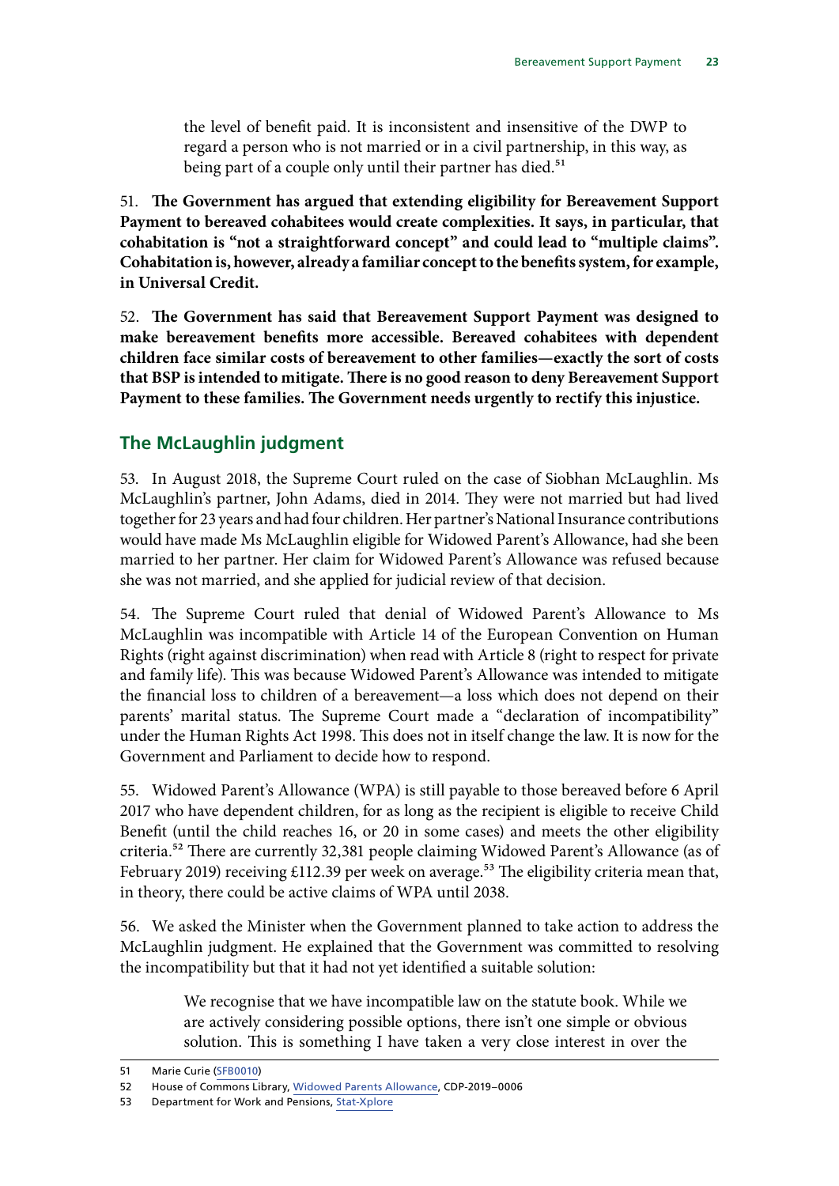> the level of benefit paid. It is inconsistent and insensitive of the DWP to regard a person who is not married or in a civil partnership, in this way, as being part of a couple only until their partner has died.[51]

51. **The Government has argued that extending eligibility for Bereavement Support Payment to bereaved cohabitees would create complexities. It says, in particular, that cohabitation is "not a straightforward concept" and could lead to "multiple claims". Cohabitation is, however, already a familiar concept to the benefits system, for example, in Universal Credit.**

52. **The Government has said that Bereavement Support Payment was designed to make bereavement benefits more accessible. Bereaved cohabitees with dependent children face similar costs of bereavement to other families—exactly the sort of costs that BSP is intended to mitigate. There is no good reason to deny Bereavement Support Payment to these families. The Government needs urgently to rectify this injustice.**

## The McLaughlin judgment

53. In August 2018, the Supreme Court ruled on the case of Siobhan McLaughlin. Ms McLaughlin's partner, John Adams, died in 2014. They were not married but had lived together for 23 years and had four children. Her partner's National Insurance contributions would have made Ms McLaughlin eligible for Widowed Parent's Allowance, had she been married to her partner. Her claim for Widowed Parent's Allowance was refused because she was not married, and she applied for judicial review of that decision.

54. The Supreme Court ruled that denial of Widowed Parent's Allowance to Ms McLaughlin was incompatible with Article 14 of the European Convention on Human Rights (right against discrimination) when read with Article 8 (right to respect for private and family life). This was because Widowed Parent's Allowance was intended to mitigate the financial loss to children of a bereavement—a loss which does not depend on their parents' marital status. The Supreme Court made a "declaration of incompatibility" under the Human Rights Act 1998. This does not in itself change the law. It is now for the Government and Parliament to decide how to respond.

55. Widowed Parent's Allowance (WPA) is still payable to those bereaved before 6 April 2017 who have dependent children, for as long as the recipient is eligible to receive Child Benefit (until the child reaches 16, or 20 in some cases) and meets the other eligibility criteria.[52] There are currently 32,381 people claiming Widowed Parent's Allowance (as of February 2019) receiving £112.39 per week on average.[53] The eligibility criteria mean that, in theory, there could be active claims of WPA until 2038.

56. We asked the Minister when the Government planned to take action to address the McLaughlin judgment. He explained that the Government was committed to resolving the incompatibility but that it had not yet identified a suitable solution:

> We recognise that we have incompatible law on the statute book. While we are actively considering possible options, there isn't one simple or obvious solution. This is something I have taken a very close interest in over the

---

51 Marie Curie (SFB0010)

52 House of Commons Library, Widowed Parents Allowance, CDP-2019–0006

53 Department for Work and Pensions, Stat-Xplore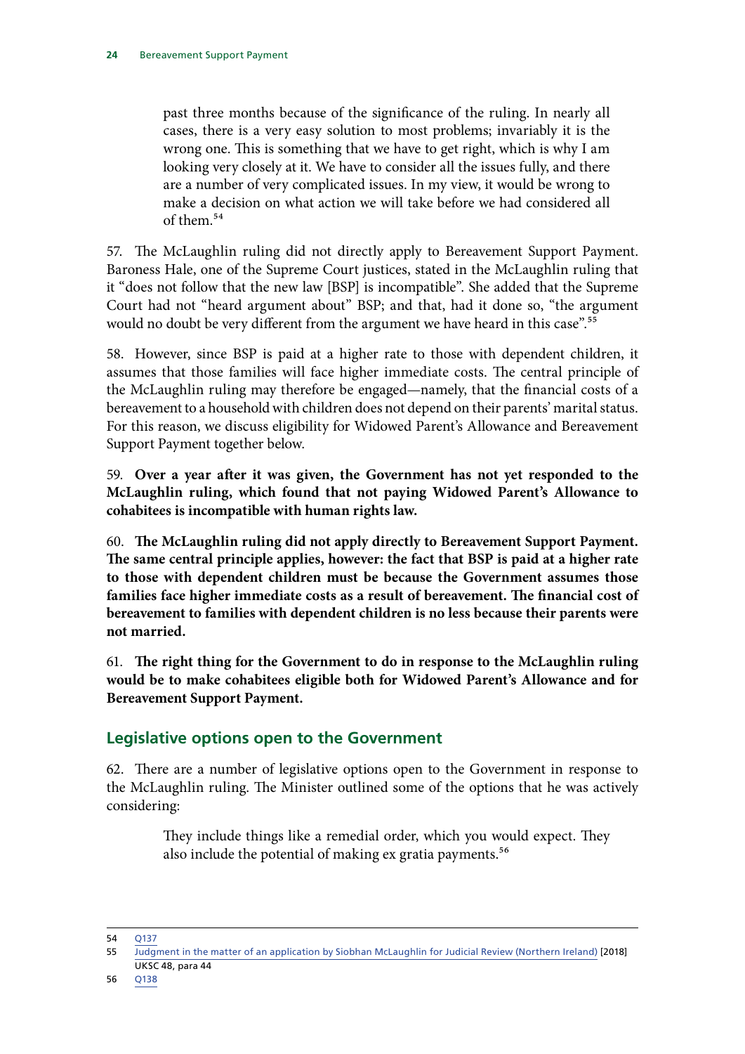> past three months because of the significance of the ruling. In nearly all cases, there is a very easy solution to most problems; invariably it is the wrong one. This is something that we have to get right, which is why I am looking very closely at it. We have to consider all the issues fully, and there are a number of very complicated issues. In my view, it would be wrong to make a decision on what action we will take before we had considered all of them.[54]

57. The McLaughlin ruling did not directly apply to Bereavement Support Payment. Baroness Hale, one of the Supreme Court justices, stated in the McLaughlin ruling that it "does not follow that the new law [BSP] is incompatible". She added that the Supreme Court had not "heard argument about" BSP; and that, had it done so, "the argument would no doubt be very different from the argument we have heard in this case".[55]

58. However, since BSP is paid at a higher rate to those with dependent children, it assumes that those families will face higher immediate costs. The central principle of the McLaughlin ruling may therefore be engaged—namely, that the financial costs of a bereavement to a household with children does not depend on their parents' marital status. For this reason, we discuss eligibility for Widowed Parent's Allowance and Bereavement Support Payment together below.

59. **Over a year after it was given, the Government has not yet responded to the McLaughlin ruling, which found that not paying Widowed Parent's Allowance to cohabitees is incompatible with human rights law.**

60. **The McLaughlin ruling did not apply directly to Bereavement Support Payment. The same central principle applies, however: the fact that BSP is paid at a higher rate to those with dependent children must be because the Government assumes those families face higher immediate costs as a result of bereavement. The financial cost of bereavement to families with dependent children is no less because their parents were not married.**

61. **The right thing for the Government to do in response to the McLaughlin ruling would be to make cohabitees eligible both for Widowed Parent's Allowance and for Bereavement Support Payment.**

## Legislative options open to the Government

62. There are a number of legislative options open to the Government in response to the McLaughlin ruling. The Minister outlined some of the options that he was actively considering:

> They include things like a remedial order, which you would expect. They also include the potential of making ex gratia payments.[56]

---

54 Q137

55 Judgment in the matter of an application by Siobhan McLaughlin for Judicial Review (Northern Ireland) [2018] UKSC 48, para 44

56 Q138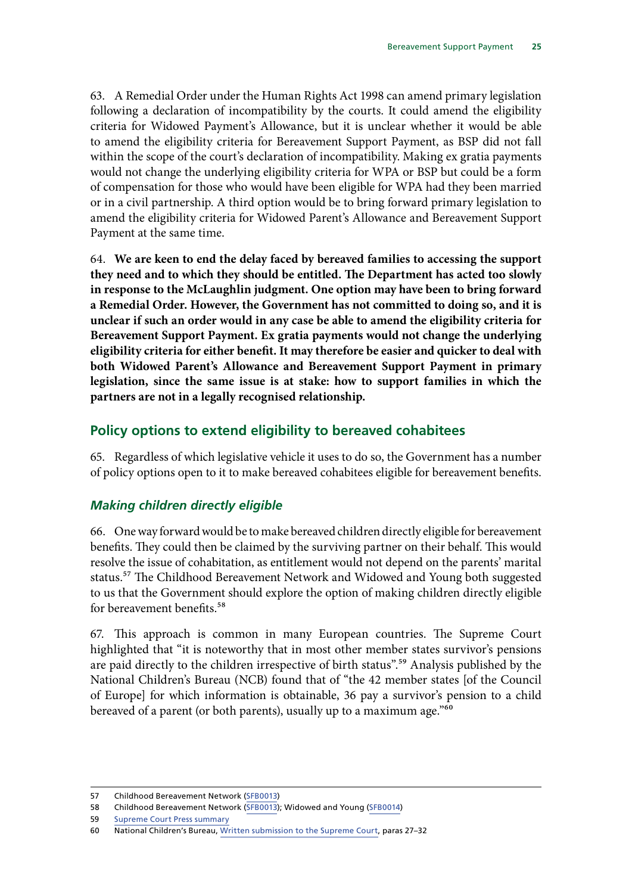63. A Remedial Order under the Human Rights Act 1998 can amend primary legislation following a declaration of incompatibility by the courts. It could amend the eligibility criteria for Widowed Payment's Allowance, but it is unclear whether it would be able to amend the eligibility criteria for Bereavement Support Payment, as BSP did not fall within the scope of the court's declaration of incompatibility. Making ex gratia payments would not change the underlying eligibility criteria for WPA or BSP but could be a form of compensation for those who would have been eligible for WPA had they been married or in a civil partnership. A third option would be to bring forward primary legislation to amend the eligibility criteria for Widowed Parent's Allowance and Bereavement Support Payment at the same time.

64. **We are keen to end the delay faced by bereaved families to accessing the support they need and to which they should be entitled. The Department has acted too slowly in response to the McLaughlin judgment. One option may have been to bring forward a Remedial Order. However, the Government has not committed to doing so, and it is unclear if such an order would in any case be able to amend the eligibility criteria for Bereavement Support Payment. Ex gratia payments would not change the underlying eligibility criteria for either benefit. It may therefore be easier and quicker to deal with both Widowed Parent's Allowance and Bereavement Support Payment in primary legislation, since the same issue is at stake: how to support families in which the partners are not in a legally recognised relationship.**

## Policy options to extend eligibility to bereaved cohabitees

65. Regardless of which legislative vehicle it uses to do so, the Government has a number of policy options open to it to make bereaved cohabitees eligible for bereavement benefits.

### *Making children directly eligible*

66. One way forward would be to make bereaved children directly eligible for bereavement benefits. They could then be claimed by the surviving partner on their behalf. This would resolve the issue of cohabitation, as entitlement would not depend on the parents' marital status.[57] The Childhood Bereavement Network and Widowed and Young both suggested to us that the Government should explore the option of making children directly eligible for bereavement benefits.[58]

67. This approach is common in many European countries. The Supreme Court highlighted that "it is noteworthy that in most other member states survivor's pensions are paid directly to the children irrespective of birth status".[59] Analysis published by the National Children's Bureau (NCB) found that of "the 42 member states [of the Council of Europe] for which information is obtainable, 36 pay a survivor's pension to a child bereaved of a parent (or both parents), usually up to a maximum age."[60]

57 Childhood Bereavement Network (SFB0013)

58 Childhood Bereavement Network (SFB0013); Widowed and Young (SFB0014)

59 Supreme Court Press summary

60 National Children's Bureau, Written submission to the Supreme Court, paras 27–32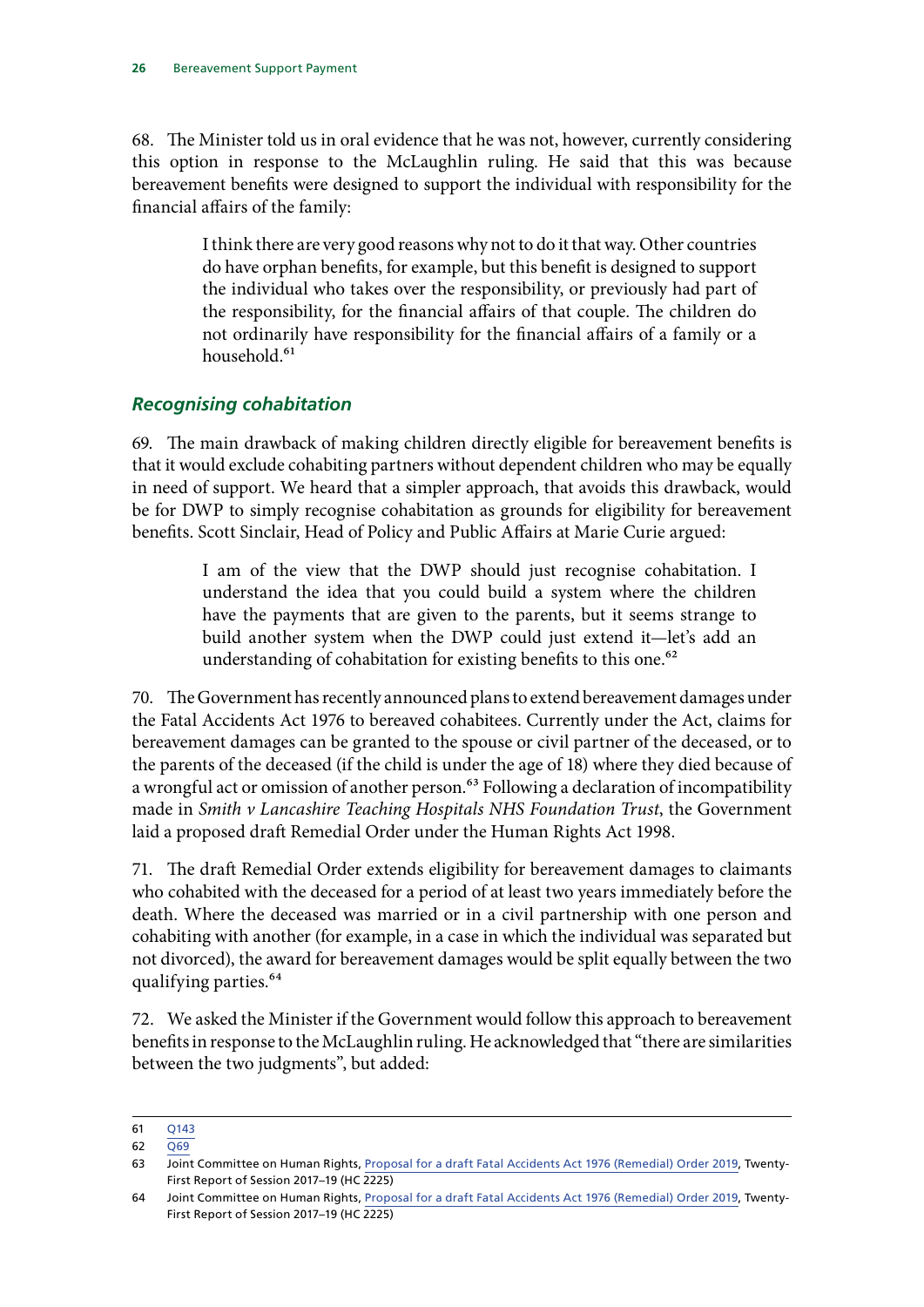68. The Minister told us in oral evidence that he was not, however, currently considering this option in response to the McLaughlin ruling. He said that this was because bereavement benefits were designed to support the individual with responsibility for the financial affairs of the family:

> I think there are very good reasons why not to do it that way. Other countries do have orphan benefits, for example, but this benefit is designed to support the individual who takes over the responsibility, or previously had part of the responsibility, for the financial affairs of that couple. The children do not ordinarily have responsibility for the financial affairs of a family or a household.[61]

### *Recognising cohabitation*

69. The main drawback of making children directly eligible for bereavement benefits is that it would exclude cohabiting partners without dependent children who may be equally in need of support. We heard that a simpler approach, that avoids this drawback, would be for DWP to simply recognise cohabitation as grounds for eligibility for bereavement benefits. Scott Sinclair, Head of Policy and Public Affairs at Marie Curie argued:

> I am of the view that the DWP should just recognise cohabitation. I understand the idea that you could build a system where the children have the payments that are given to the parents, but it seems strange to build another system when the DWP could just extend it—let's add an understanding of cohabitation for existing benefits to this one.[62]

70. The Government has recently announced plans to extend bereavement damages under the Fatal Accidents Act 1976 to bereaved cohabitees. Currently under the Act, claims for bereavement damages can be granted to the spouse or civil partner of the deceased, or to the parents of the deceased (if the child is under the age of 18) where they died because of a wrongful act or omission of another person.[63] Following a declaration of incompatibility made in *Smith v Lancashire Teaching Hospitals NHS Foundation Trust*, the Government laid a proposed draft Remedial Order under the Human Rights Act 1998.

71. The draft Remedial Order extends eligibility for bereavement damages to claimants who cohabited with the deceased for a period of at least two years immediately before the death. Where the deceased was married or in a civil partnership with one person and cohabiting with another (for example, in a case in which the individual was separated but not divorced), the award for bereavement damages would be split equally between the two qualifying parties.[64]

72. We asked the Minister if the Government would follow this approach to bereavement benefits in response to the McLaughlin ruling. He acknowledged that "there are similarities between the two judgments", but added:

---

61 Q143

62 Q69

63 Joint Committee on Human Rights, Proposal for a draft Fatal Accidents Act 1976 (Remedial) Order 2019, Twenty-First Report of Session 2017–19 (HC 2225)

64 Joint Committee on Human Rights, Proposal for a draft Fatal Accidents Act 1976 (Remedial) Order 2019, Twenty-First Report of Session 2017–19 (HC 2225)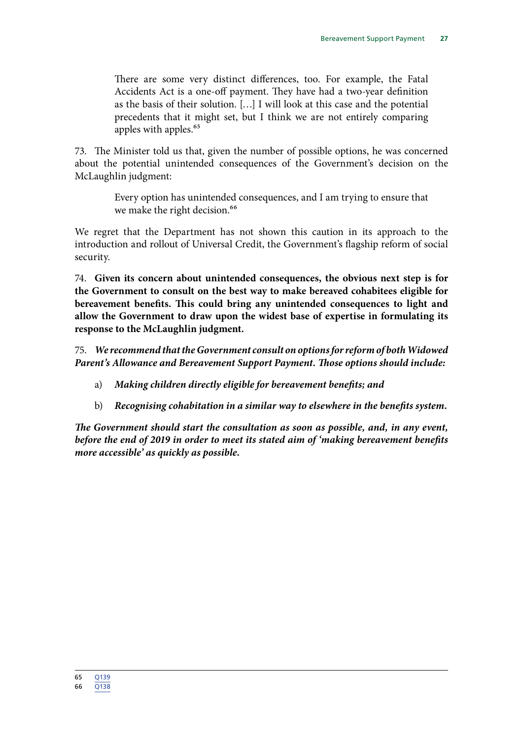> There are some very distinct differences, too. For example, the Fatal Accidents Act is a one-off payment. They have had a two-year definition as the basis of their solution. […] I will look at this case and the potential precedents that it might set, but I think we are not entirely comparing apples with apples.[65]

73. The Minister told us that, given the number of possible options, he was concerned about the potential unintended consequences of the Government's decision on the McLaughlin judgment:

> Every option has unintended consequences, and I am trying to ensure that we make the right decision.[66]

We regret that the Department has not shown this caution in its approach to the introduction and rollout of Universal Credit, the Government's flagship reform of social security.

74. **Given its concern about unintended consequences, the obvious next step is for the Government to consult on the best way to make bereaved cohabitees eligible for bereavement benefits. This could bring any unintended consequences to light and allow the Government to draw upon the widest base of expertise in formulating its response to the McLaughlin judgment.**

75. ***We recommend that the Government consult on options for reform of both Widowed Parent's Allowance and Bereavement Support Payment. Those options should include:***

a) ***Making children directly eligible for bereavement benefits; and***

b) ***Recognising cohabitation in a similar way to elsewhere in the benefits system.***

***The Government should start the consultation as soon as possible, and, in any event, before the end of 2019 in order to meet its stated aim of 'making bereavement benefits more accessible' as quickly as possible.***

65 Q139
66 Q138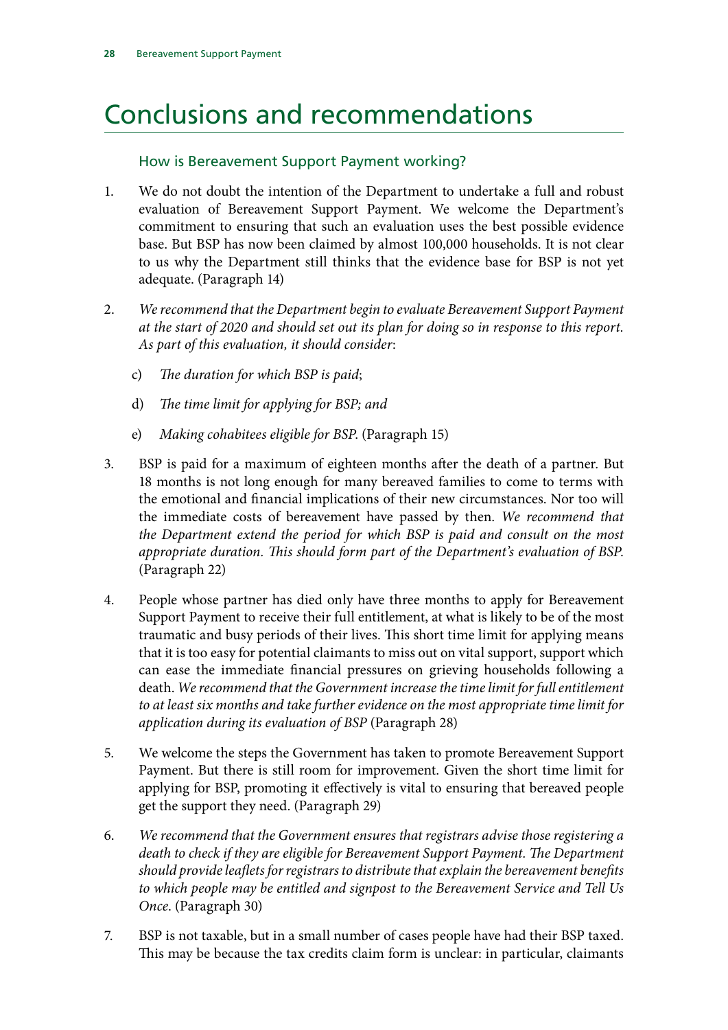# Conclusions and recommendations

## How is Bereavement Support Payment working?

1. We do not doubt the intention of the Department to undertake a full and robust evaluation of Bereavement Support Payment. We welcome the Department's commitment to ensuring that such an evaluation uses the best possible evidence base. But BSP has now been claimed by almost 100,000 households. It is not clear to us why the Department still thinks that the evidence base for BSP is not yet adequate. (Paragraph 14)

2. *We recommend that the Department begin to evaluate Bereavement Support Payment at the start of 2020 and should set out its plan for doing so in response to this report. As part of this evaluation, it should consider*:

   c) *The duration for which BSP is paid*;

   d) *The time limit for applying for BSP; and*

   e) *Making cohabitees eligible for BSP*. (Paragraph 15)

3. BSP is paid for a maximum of eighteen months after the death of a partner. But 18 months is not long enough for many bereaved families to come to terms with the emotional and financial implications of their new circumstances. Nor too will the immediate costs of bereavement have passed by then. *We recommend that the Department extend the period for which BSP is paid and consult on the most appropriate duration. This should form part of the Department's evaluation of BSP.* (Paragraph 22)

4. People whose partner has died only have three months to apply for Bereavement Support Payment to receive their full entitlement, at what is likely to be of the most traumatic and busy periods of their lives. This short time limit for applying means that it is too easy for potential claimants to miss out on vital support, support which can ease the immediate financial pressures on grieving households following a death. *We recommend that the Government increase the time limit for full entitlement to at least six months and take further evidence on the most appropriate time limit for application during its evaluation of BSP* (Paragraph 28)

5. We welcome the steps the Government has taken to promote Bereavement Support Payment. But there is still room for improvement. Given the short time limit for applying for BSP, promoting it effectively is vital to ensuring that bereaved people get the support they need. (Paragraph 29)

6. *We recommend that the Government ensures that registrars advise those registering a death to check if they are eligible for Bereavement Support Payment. The Department should provide leaflets for registrars to distribute that explain the bereavement benefits to which people may be entitled and signpost to the Bereavement Service and Tell Us Once.* (Paragraph 30)

7. BSP is not taxable, but in a small number of cases people have had their BSP taxed. This may be because the tax credits claim form is unclear: in particular, claimants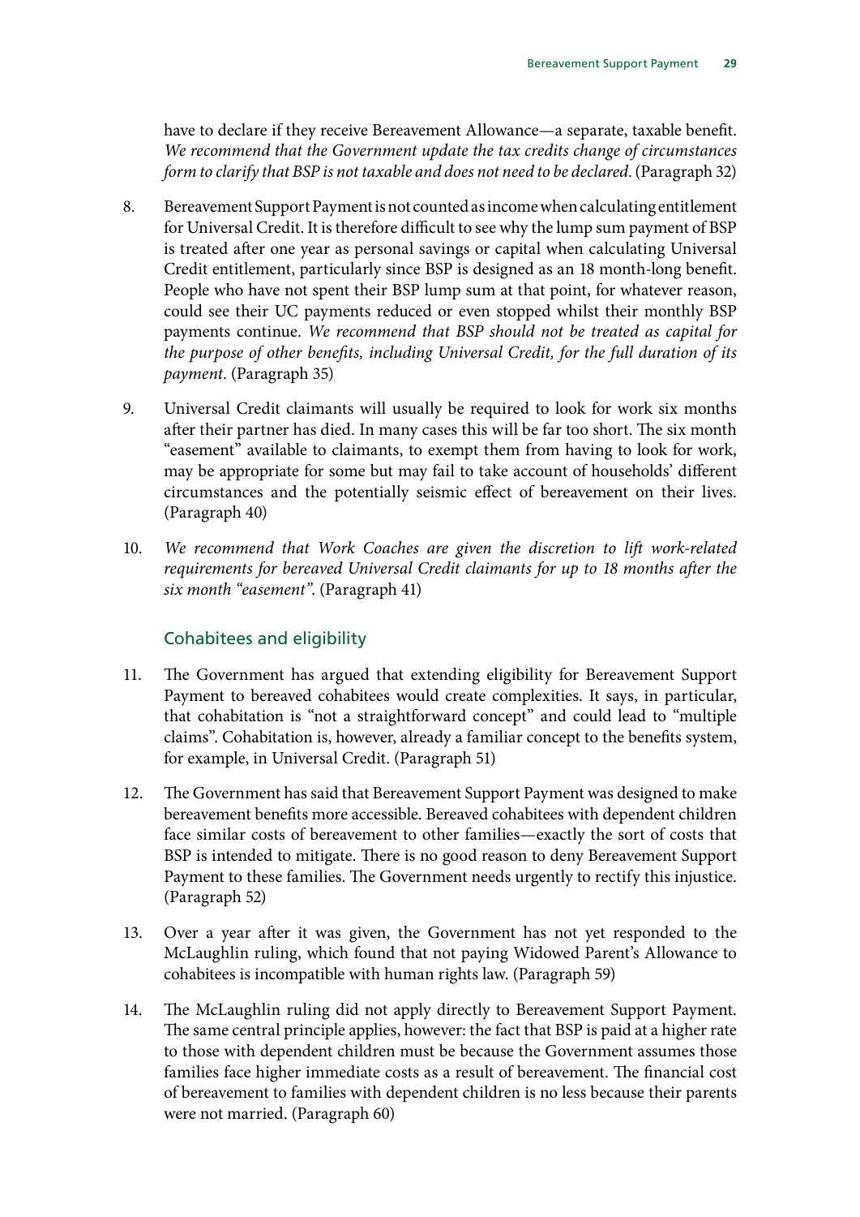have to declare if they receive Bereavement Allowance—a separate, taxable benefit. *We recommend that the Government update the tax credits change of circumstances form to clarify that BSP is not taxable and does not need to be declared*. (Paragraph 32)

8. Bereavement Support Payment is not counted as income when calculating entitlement for Universal Credit. It is therefore difficult to see why the lump sum payment of BSP is treated after one year as personal savings or capital when calculating Universal Credit entitlement, particularly since BSP is designed as an 18 month-long benefit. People who have not spent their BSP lump sum at that point, for whatever reason, could see their UC payments reduced or even stopped whilst their monthly BSP payments continue. *We recommend that BSP should not be treated as capital for the purpose of other benefits, including Universal Credit, for the full duration of its payment*. (Paragraph 35)

9. Universal Credit claimants will usually be required to look for work six months after their partner has died. In many cases this will be far too short. The six month "easement" available to claimants, to exempt them from having to look for work, may be appropriate for some but may fail to take account of households' different circumstances and the potentially seismic effect of bereavement on their lives. (Paragraph 40)

10. *We recommend that Work Coaches are given the discretion to lift work-related requirements for bereaved Universal Credit claimants for up to 18 months after the six month "easement"*. (Paragraph 41)

### Cohabitees and eligibility

11. The Government has argued that extending eligibility for Bereavement Support Payment to bereaved cohabitees would create complexities. It says, in particular, that cohabitation is "not a straightforward concept" and could lead to "multiple claims". Cohabitation is, however, already a familiar concept to the benefits system, for example, in Universal Credit. (Paragraph 51)

12. The Government has said that Bereavement Support Payment was designed to make bereavement benefits more accessible. Bereaved cohabitees with dependent children face similar costs of bereavement to other families—exactly the sort of costs that BSP is intended to mitigate. There is no good reason to deny Bereavement Support Payment to these families. The Government needs urgently to rectify this injustice. (Paragraph 52)

13. Over a year after it was given, the Government has not yet responded to the McLaughlin ruling, which found that not paying Widowed Parent's Allowance to cohabitees is incompatible with human rights law. (Paragraph 59)

14. The McLaughlin ruling did not apply directly to Bereavement Support Payment. The same central principle applies, however: the fact that BSP is paid at a higher rate to those with dependent children must be because the Government assumes those families face higher immediate costs as a result of bereavement. The financial cost of bereavement to families with dependent children is no less because their parents were not married. (Paragraph 60)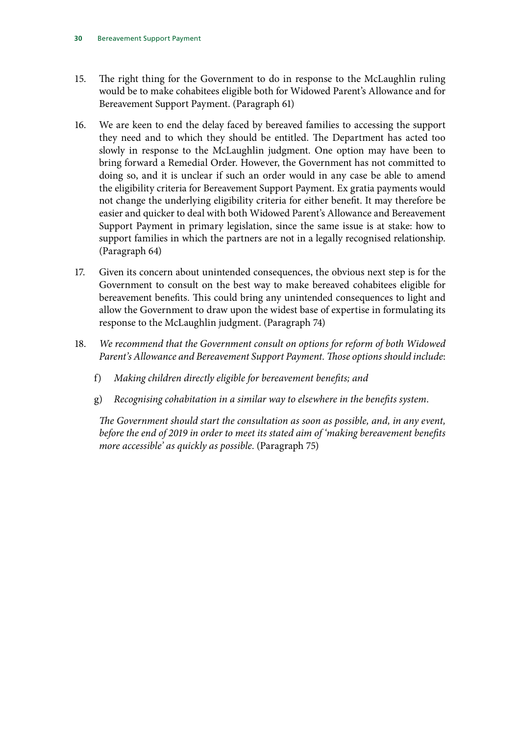15. The right thing for the Government to do in response to the McLaughlin ruling would be to make cohabitees eligible both for Widowed Parent's Allowance and for Bereavement Support Payment. (Paragraph 61)

16. We are keen to end the delay faced by bereaved families to accessing the support they need and to which they should be entitled. The Department has acted too slowly in response to the McLaughlin judgment. One option may have been to bring forward a Remedial Order. However, the Government has not committed to doing so, and it is unclear if such an order would in any case be able to amend the eligibility criteria for Bereavement Support Payment. Ex gratia payments would not change the underlying eligibility criteria for either benefit. It may therefore be easier and quicker to deal with both Widowed Parent's Allowance and Bereavement Support Payment in primary legislation, since the same issue is at stake: how to support families in which the partners are not in a legally recognised relationship. (Paragraph 64)

17. Given its concern about unintended consequences, the obvious next step is for the Government to consult on the best way to make bereaved cohabitees eligible for bereavement benefits. This could bring any unintended consequences to light and allow the Government to draw upon the widest base of expertise in formulating its response to the McLaughlin judgment. (Paragraph 74)

18. *We recommend that the Government consult on options for reform of both Widowed Parent's Allowance and Bereavement Support Payment. Those options should include*:

    f) *Making children directly eligible for bereavement benefits; and*

    g) *Recognising cohabitation in a similar way to elsewhere in the benefits system.*

    *The Government should start the consultation as soon as possible, and, in any event, before the end of 2019 in order to meet its stated aim of 'making bereavement benefits more accessible' as quickly as possible.* (Paragraph 75)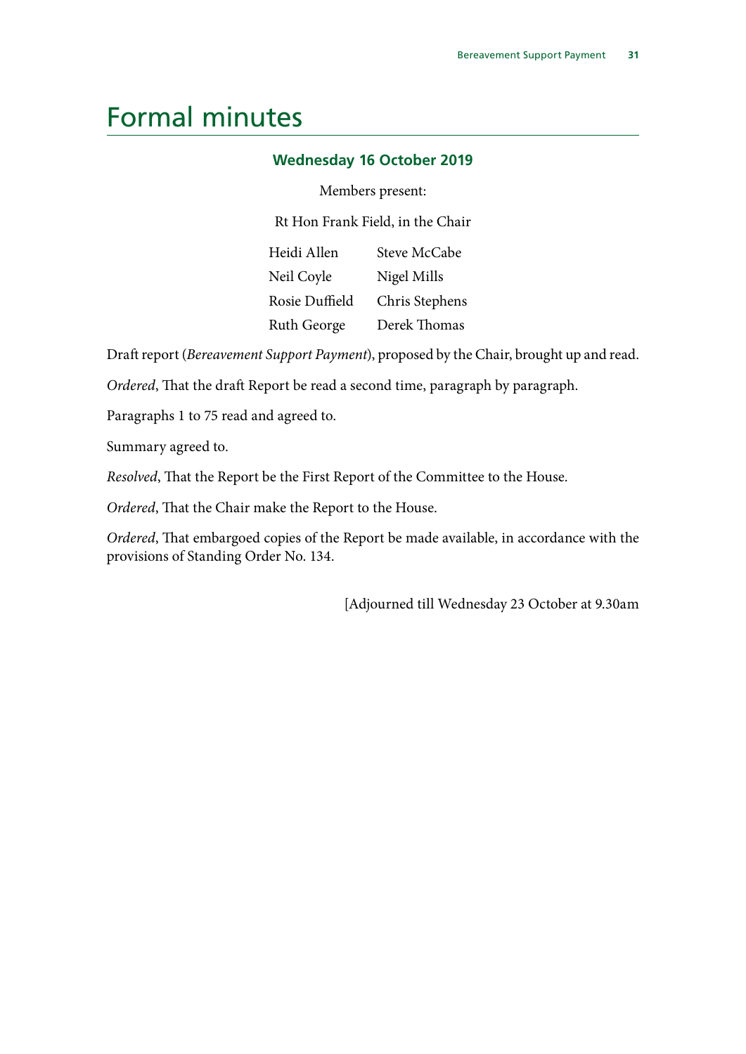# Formal minutes

### Wednesday 16 October 2019

Members present:

Rt Hon Frank Field, in the Chair

| | |
|---|---|
| Heidi Allen | Steve McCabe |
| Neil Coyle | Nigel Mills |
| Rosie Duffield | Chris Stephens |
| Ruth George | Derek Thomas |

Draft report (*Bereavement Support Payment*), proposed by the Chair, brought up and read.

*Ordered*, That the draft Report be read a second time, paragraph by paragraph.

Paragraphs 1 to 75 read and agreed to.

Summary agreed to.

*Resolved*, That the Report be the First Report of the Committee to the House.

*Ordered*, That the Chair make the Report to the House.

*Ordered*, That embargoed copies of the Report be made available, in accordance with the provisions of Standing Order No. 134.

[Adjourned till Wednesday 23 October at 9.30am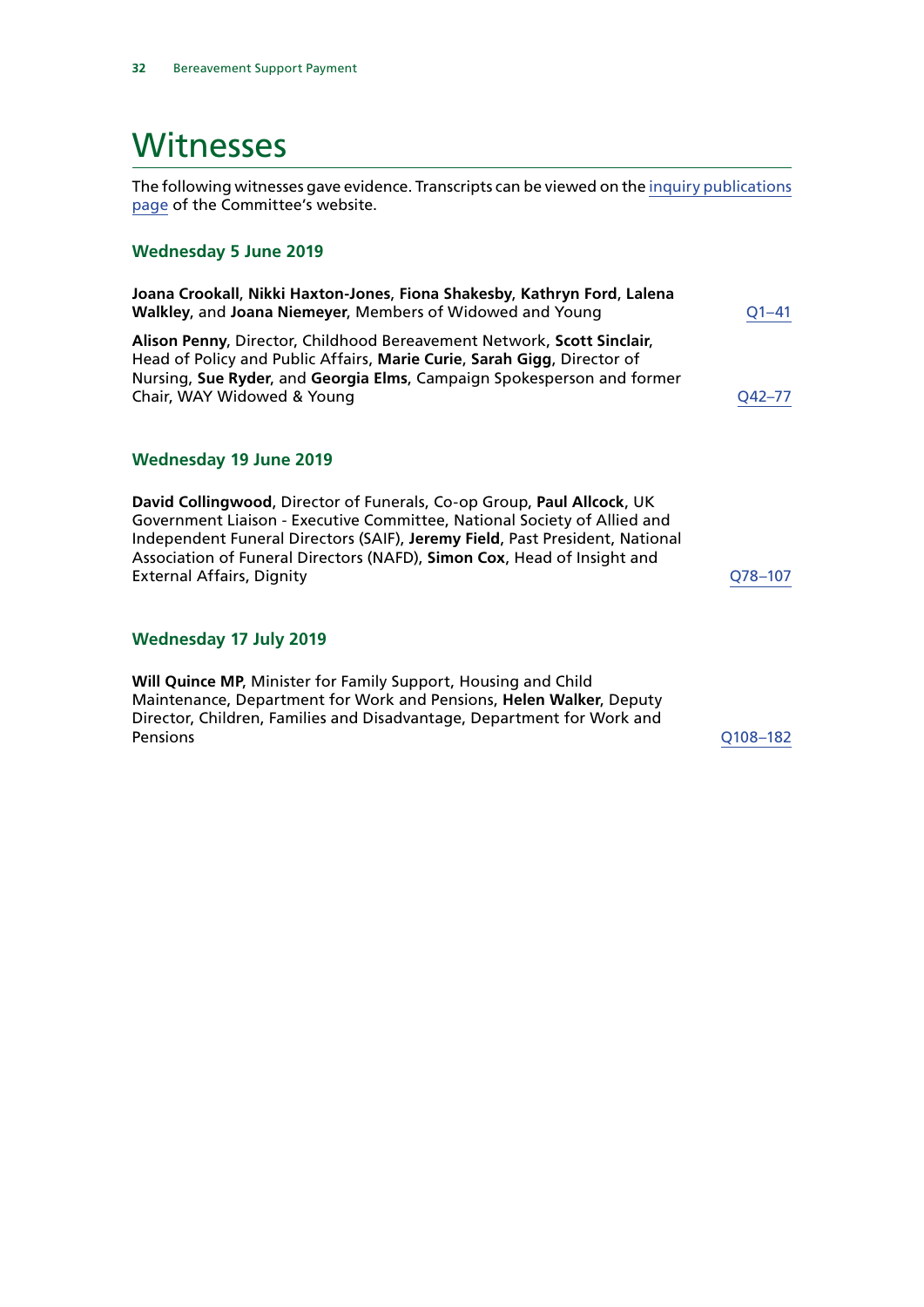# Witnesses

The following witnesses gave evidence. Transcripts can be viewed on the inquiry publications page of the Committee's website.

### Wednesday 5 June 2019

**Joana Crookall**, **Nikki Haxton-Jones**, **Fiona Shakesby**, **Kathryn Ford**, **Lalena Walkley**, and **Joana Niemeyer**, Members of Widowed and Young — Q1–41

**Alison Penny**, Director, Childhood Bereavement Network, **Scott Sinclair**, Head of Policy and Public Affairs, **Marie Curie**, **Sarah Gigg**, Director of Nursing, **Sue Ryder**, and **Georgia Elms**, Campaign Spokesperson and former Chair, WAY Widowed & Young — Q42–77

### Wednesday 19 June 2019

**David Collingwood**, Director of Funerals, Co-op Group, **Paul Allcock**, UK Government Liaison - Executive Committee, National Society of Allied and Independent Funeral Directors (SAIF), **Jeremy Field**, Past President, National Association of Funeral Directors (NAFD), **Simon Cox**, Head of Insight and External Affairs, Dignity — Q78–107

### Wednesday 17 July 2019

**Will Quince MP**, Minister for Family Support, Housing and Child Maintenance, Department for Work and Pensions, **Helen Walker**, Deputy Director, Children, Families and Disadvantage, Department for Work and Pensions — Q108–182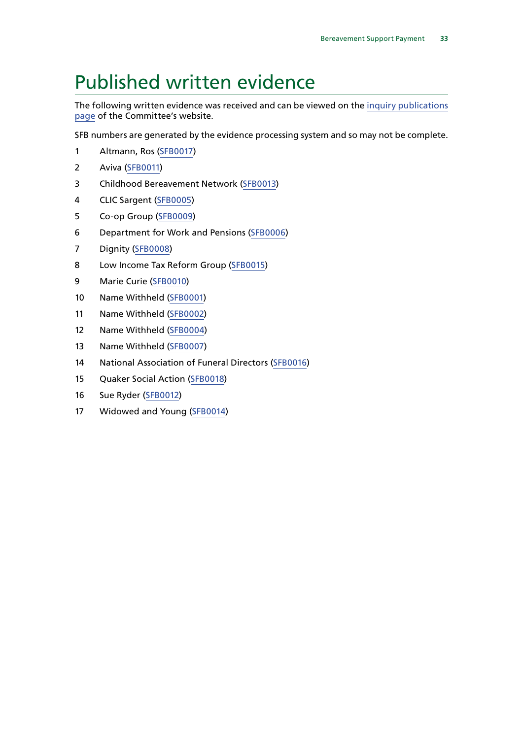# Published written evidence

The following written evidence was received and can be viewed on the inquiry publications page of the Committee's website.

SFB numbers are generated by the evidence processing system and so may not be complete.

1 Altmann, Ros (SFB0017)

2 Aviva (SFB0011)

3 Childhood Bereavement Network (SFB0013)

4 CLIC Sargent (SFB0005)

5 Co-op Group (SFB0009)

6 Department for Work and Pensions (SFB0006)

7 Dignity (SFB0008)

8 Low Income Tax Reform Group (SFB0015)

9 Marie Curie (SFB0010)

10 Name Withheld (SFB0001)

11 Name Withheld (SFB0002)

12 Name Withheld (SFB0004)

13 Name Withheld (SFB0007)

14 National Association of Funeral Directors (SFB0016)

15 Quaker Social Action (SFB0018)

16 Sue Ryder (SFB0012)

17 Widowed and Young (SFB0014)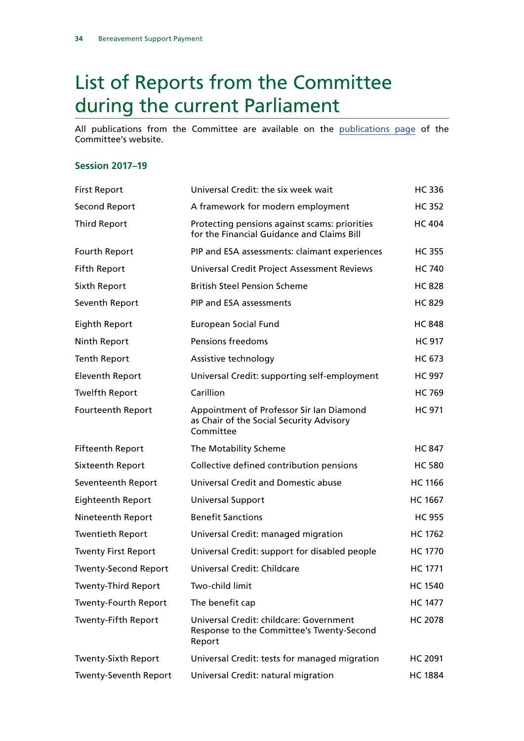# List of Reports from the Committee during the current Parliament

All publications from the Committee are available on the [publications page](#) of the Committee's website.

### Session 2017–19

| | | |
|---|---|---|
| First Report | Universal Credit: the six week wait | HC 336 |
| Second Report | A framework for modern employment | HC 352 |
| Third Report | Protecting pensions against scams: priorities for the Financial Guidance and Claims Bill | HC 404 |
| Fourth Report | PIP and ESA assessments: claimant experiences | HC 355 |
| Fifth Report | Universal Credit Project Assessment Reviews | HC 740 |
| Sixth Report | British Steel Pension Scheme | HC 828 |
| Seventh Report | PIP and ESA assessments | HC 829 |
| Eighth Report | European Social Fund | HC 848 |
| Ninth Report | Pensions freedoms | HC 917 |
| Tenth Report | Assistive technology | HC 673 |
| Eleventh Report | Universal Credit: supporting self-employment | HC 997 |
| Twelfth Report | Carillion | HC 769 |
| Fourteenth Report | Appointment of Professor Sir Ian Diamond as Chair of the Social Security Advisory Committee | HC 971 |
| Fifteenth Report | The Motability Scheme | HC 847 |
| Sixteenth Report | Collective defined contribution pensions | HC 580 |
| Seventeenth Report | Universal Credit and Domestic abuse | HC 1166 |
| Eighteenth Report | Universal Support | HC 1667 |
| Nineteenth Report | Benefit Sanctions | HC 955 |
| Twentieth Report | Universal Credit: managed migration | HC 1762 |
| Twenty First Report | Universal Credit: support for disabled people | HC 1770 |
| Twenty-Second Report | Universal Credit: Childcare | HC 1771 |
| Twenty-Third Report | Two-child limit | HC 1540 |
| Twenty-Fourth Report | The benefit cap | HC 1477 |
| Twenty-Fifth Report | Universal Credit: childcare: Government Response to the Committee's Twenty-Second Report | HC 2078 |
| Twenty-Sixth Report | Universal Credit: tests for managed migration | HC 2091 |
| Twenty-Seventh Report | Universal Credit: natural migration | HC 1884 |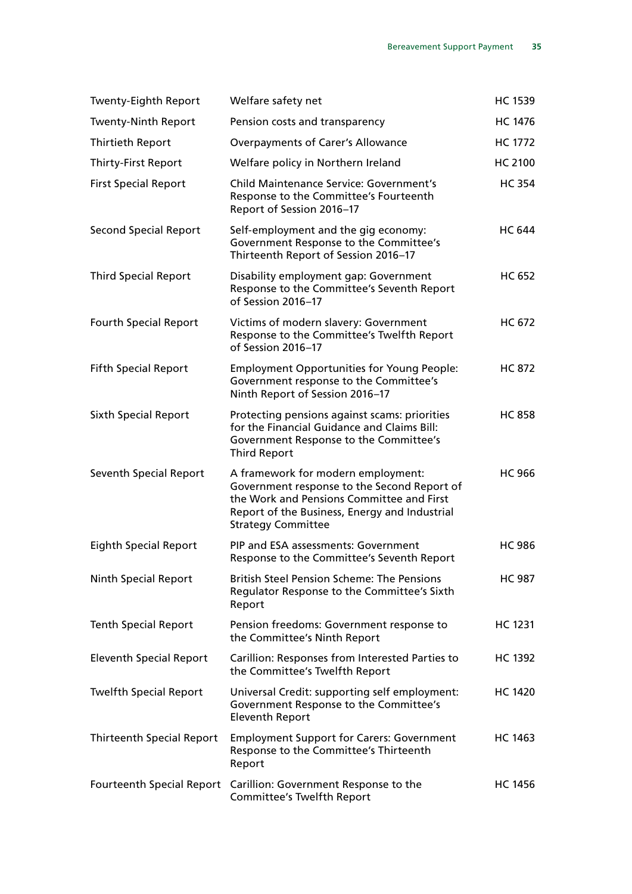| | | |
|---|---|---|
| Twenty-Eighth Report | Welfare safety net | HC 1539 |
| Twenty-Ninth Report | Pension costs and transparency | HC 1476 |
| Thirtieth Report | Overpayments of Carer's Allowance | HC 1772 |
| Thirty-First Report | Welfare policy in Northern Ireland | HC 2100 |
| First Special Report | Child Maintenance Service: Government's Response to the Committee's Fourteenth Report of Session 2016–17 | HC 354 |
| Second Special Report | Self-employment and the gig economy: Government Response to the Committee's Thirteenth Report of Session 2016–17 | HC 644 |
| Third Special Report | Disability employment gap: Government Response to the Committee's Seventh Report of Session 2016–17 | HC 652 |
| Fourth Special Report | Victims of modern slavery: Government Response to the Committee's Twelfth Report of Session 2016–17 | HC 672 |
| Fifth Special Report | Employment Opportunities for Young People: Government response to the Committee's Ninth Report of Session 2016–17 | HC 872 |
| Sixth Special Report | Protecting pensions against scams: priorities for the Financial Guidance and Claims Bill: Government Response to the Committee's Third Report | HC 858 |
| Seventh Special Report | A framework for modern employment: Government response to the Second Report of the Work and Pensions Committee and First Report of the Business, Energy and Industrial Strategy Committee | HC 966 |
| Eighth Special Report | PIP and ESA assessments: Government Response to the Committee's Seventh Report | HC 986 |
| Ninth Special Report | British Steel Pension Scheme: The Pensions Regulator Response to the Committee's Sixth Report | HC 987 |
| Tenth Special Report | Pension freedoms: Government response to the Committee's Ninth Report | HC 1231 |
| Eleventh Special Report | Carillion: Responses from Interested Parties to the Committee's Twelfth Report | HC 1392 |
| Twelfth Special Report | Universal Credit: supporting self employment: Government Response to the Committee's Eleventh Report | HC 1420 |
| Thirteenth Special Report | Employment Support for Carers: Government Response to the Committee's Thirteenth Report | HC 1463 |
| Fourteenth Special Report | Carillion: Government Response to the Committee's Twelfth Report | HC 1456 |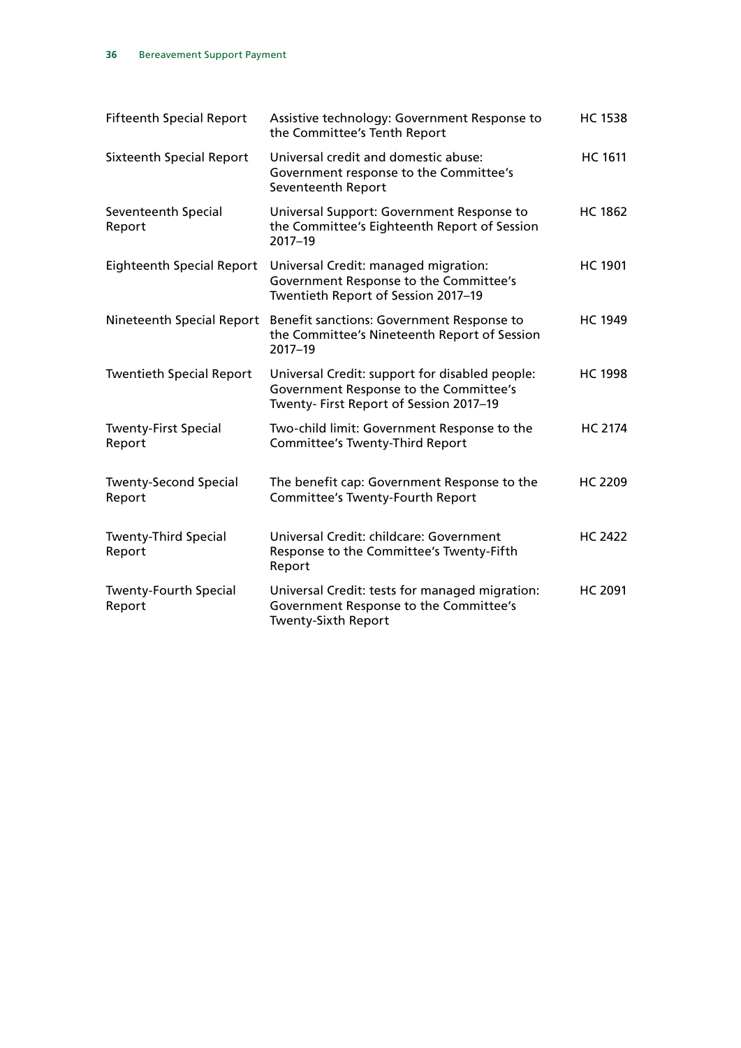| | | |
|---|---|---|
| Fifteenth Special Report | Assistive technology: Government Response to the Committee's Tenth Report | HC 1538 |
| Sixteenth Special Report | Universal credit and domestic abuse: Government response to the Committee's Seventeenth Report | HC 1611 |
| Seventeenth Special Report | Universal Support: Government Response to the Committee's Eighteenth Report of Session 2017–19 | HC 1862 |
| Eighteenth Special Report | Universal Credit: managed migration: Government Response to the Committee's Twentieth Report of Session 2017–19 | HC 1901 |
| Nineteenth Special Report | Benefit sanctions: Government Response to the Committee's Nineteenth Report of Session 2017–19 | HC 1949 |
| Twentieth Special Report | Universal Credit: support for disabled people: Government Response to the Committee's Twenty- First Report of Session 2017–19 | HC 1998 |
| Twenty-First Special Report | Two-child limit: Government Response to the Committee's Twenty-Third Report | HC 2174 |
| Twenty-Second Special Report | The benefit cap: Government Response to the Committee's Twenty-Fourth Report | HC 2209 |
| Twenty-Third Special Report | Universal Credit: childcare: Government Response to the Committee's Twenty-Fifth Report | HC 2422 |
| Twenty-Fourth Special Report | Universal Credit: tests for managed migration: Government Response to the Committee's Twenty-Sixth Report | HC 2091 |